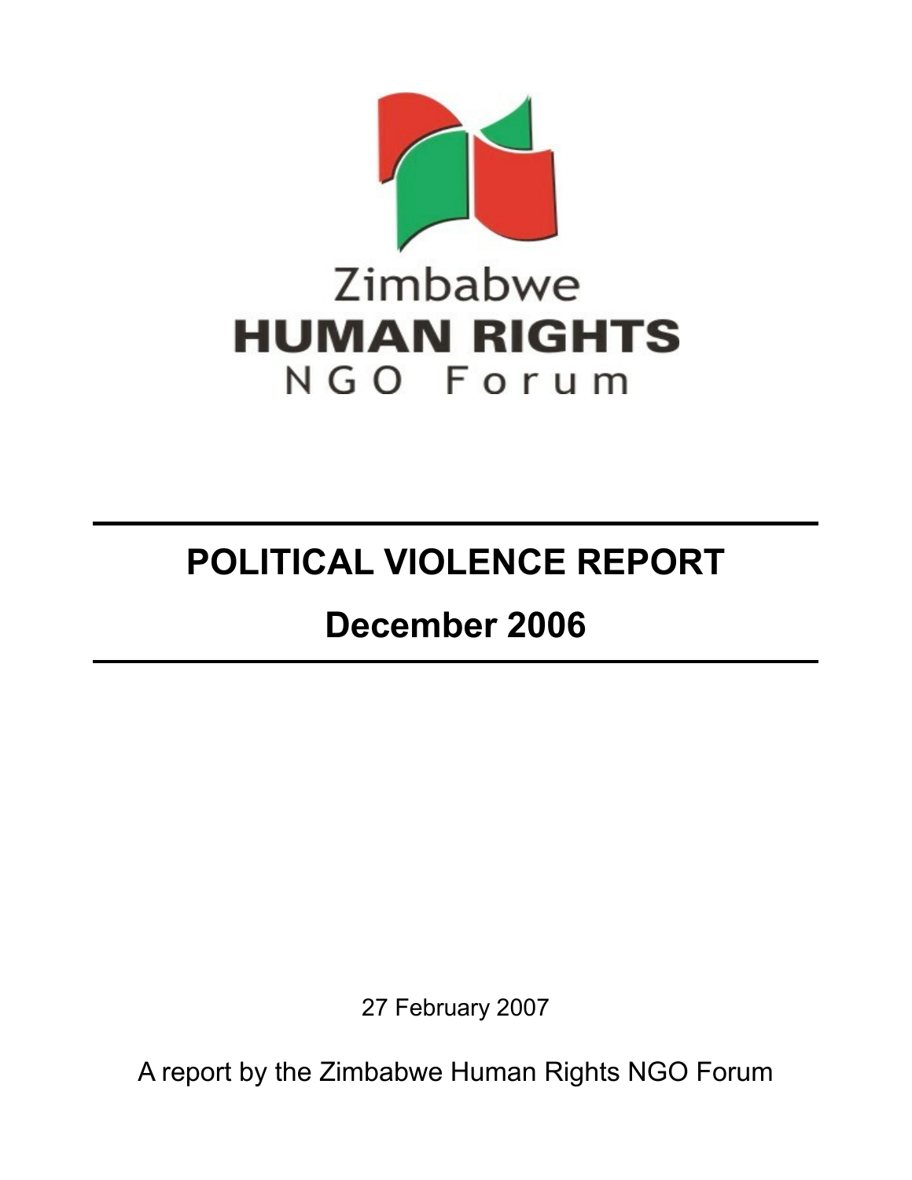Zimbabwe

HUMAN RIGHTS

NGO Forum

# POLITICAL VIOLENCE REPORT

## December 2006

27 February 2007

A report by the Zimbabwe Human Rights NGO Forum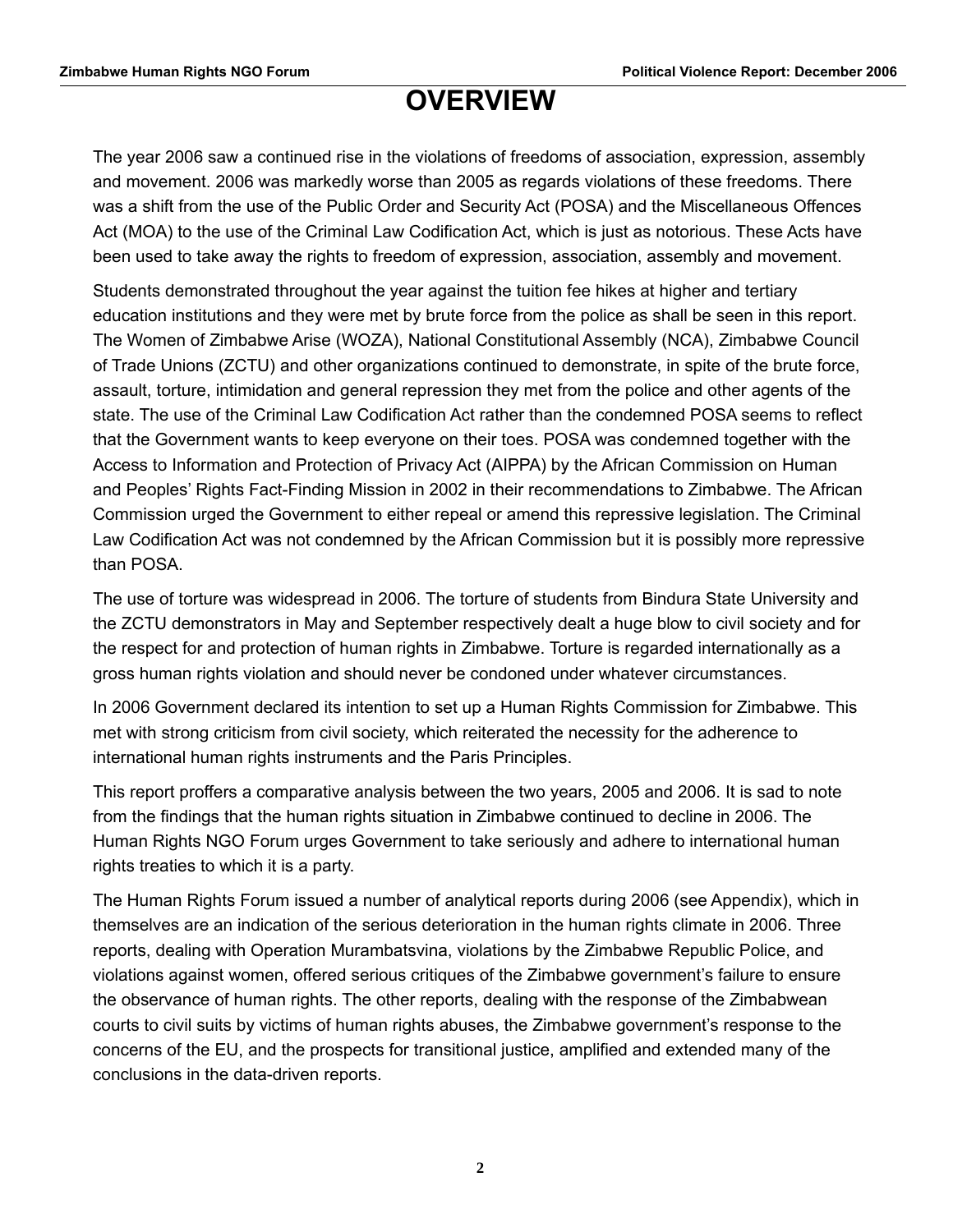# OVERVIEW

The year 2006 saw a continued rise in the violations of freedoms of association, expression, assembly and movement. 2006 was markedly worse than 2005 as regards violations of these freedoms. There was a shift from the use of the Public Order and Security Act (POSA) and the Miscellaneous Offences Act (MOA) to the use of the Criminal Law Codification Act, which is just as notorious. These Acts have been used to take away the rights to freedom of expression, association, assembly and movement.

Students demonstrated throughout the year against the tuition fee hikes at higher and tertiary education institutions and they were met by brute force from the police as shall be seen in this report. The Women of Zimbabwe Arise (WOZA), National Constitutional Assembly (NCA), Zimbabwe Council of Trade Unions (ZCTU) and other organizations continued to demonstrate, in spite of the brute force, assault, torture, intimidation and general repression they met from the police and other agents of the state. The use of the Criminal Law Codification Act rather than the condemned POSA seems to reflect that the Government wants to keep everyone on their toes. POSA was condemned together with the Access to Information and Protection of Privacy Act (AIPPA) by the African Commission on Human and Peoples' Rights Fact-Finding Mission in 2002 in their recommendations to Zimbabwe. The African Commission urged the Government to either repeal or amend this repressive legislation. The Criminal Law Codification Act was not condemned by the African Commission but it is possibly more repressive than POSA.

The use of torture was widespread in 2006. The torture of students from Bindura State University and the ZCTU demonstrators in May and September respectively dealt a huge blow to civil society and for the respect for and protection of human rights in Zimbabwe. Torture is regarded internationally as a gross human rights violation and should never be condoned under whatever circumstances.

In 2006 Government declared its intention to set up a Human Rights Commission for Zimbabwe. This met with strong criticism from civil society, which reiterated the necessity for the adherence to international human rights instruments and the Paris Principles.

This report proffers a comparative analysis between the two years, 2005 and 2006. It is sad to note from the findings that the human rights situation in Zimbabwe continued to decline in 2006. The Human Rights NGO Forum urges Government to take seriously and adhere to international human rights treaties to which it is a party.

The Human Rights Forum issued a number of analytical reports during 2006 (see Appendix), which in themselves are an indication of the serious deterioration in the human rights climate in 2006. Three reports, dealing with Operation Murambatsvina, violations by the Zimbabwe Republic Police, and violations against women, offered serious critiques of the Zimbabwe government's failure to ensure the observance of human rights. The other reports, dealing with the response of the Zimbabwean courts to civil suits by victims of human rights abuses, the Zimbabwe government's response to the concerns of the EU, and the prospects for transitional justice, amplified and extended many of the conclusions in the data-driven reports.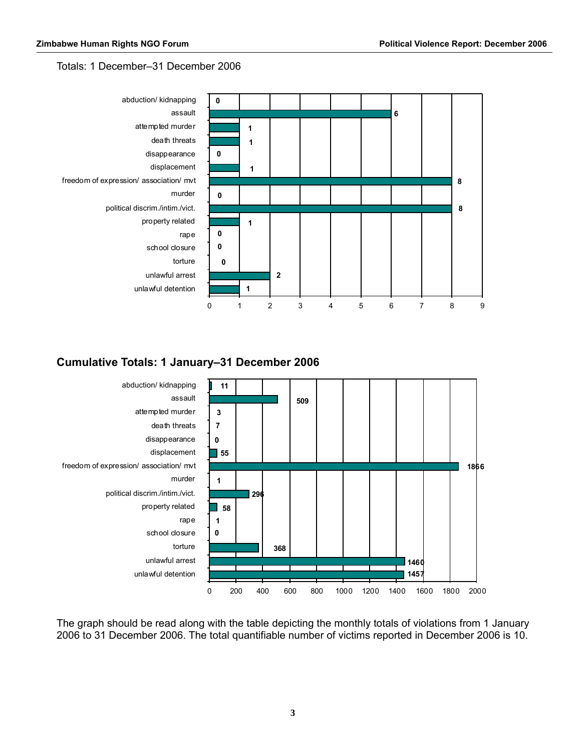Totals: 1 December–31 December 2006

| Category | Number |
| --- | --- |
| abduction/ kidnapping | 0 |
| assault | 6 |
| attempted murder | 1 |
| death threats | 1 |
| disappearance | 0 |
| displacement | 1 |
| freedom of expression/ association/ mvt | 8 |
| murder | 0 |
| political discrim./intim./vict. | 8 |
| property related | 1 |
| rape | 0 |
| school closure | 0 |
| torture | 0 |
| unlawful arrest | 2 |
| unlawful detention | 1 |

## Cumulative Totals: 1 January–31 December 2006

| Category | Number |
| --- | --- |
| abduction/ kidnapping | 11 |
| assault | 509 |
| attempted murder | 3 |
| death threats | 7 |
| disappearance | 0 |
| displacement | 55 |
| freedom of expression/ association/ mvt | 1866 |
| murder | 1 |
| political discrim./intim./vict. | 296 |
| property related | 58 |
| rape | 1 |
| school closure | 0 |
| torture | 368 |
| unlawful arrest | 1460 |
| unlawful detention | 1457 |

The graph should be read along with the table depicting the monthly totals of violations from 1 January 2006 to 31 December 2006. The total quantifiable number of victims reported in December 2006 is 10.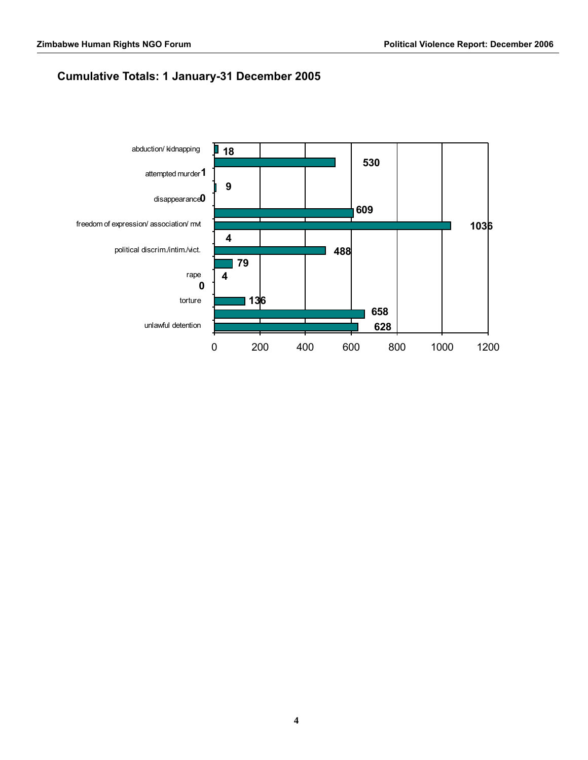## Cumulative Totals: 1 January-31 December 2005

| Category | Total |
|---|---|
| abduction/ kidnapping | 18 |
| | 530 |
| attempted murder | 1 |
| | 9 |
| disappearance | 0 |
| | 609 |
| freedom of expression/ association/ mvt | 1036 |
| | 4 |
| political discrim./intim./vict. | 488 |
| | 79 |
| rape | 4 |
| | 0 |
| torture | 136 |
| | 658 |
| unlawful detention | 628 |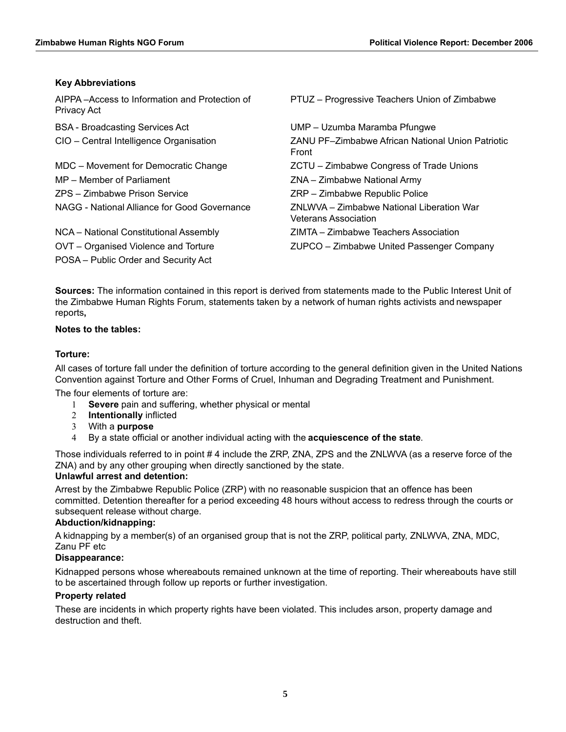### Key Abbreviations

| | |
|---|---|
| AIPPA –Access to Information and Protection of Privacy Act | PTUZ – Progressive Teachers Union of Zimbabwe |
| BSA - Broadcasting Services Act | UMP – Uzumba Maramba Pfungwe |
| CIO – Central Intelligence Organisation | ZANU PF–Zimbabwe African National Union Patriotic Front |
| MDC – Movement for Democratic Change | ZCTU – Zimbabwe Congress of Trade Unions |
| MP – Member of Parliament | ZNA – Zimbabwe National Army |
| ZPS – Zimbabwe Prison Service | ZRP – Zimbabwe Republic Police |
| NAGG - National Alliance for Good Governance | ZNLWVA – Zimbabwe National Liberation War Veterans Association |
| NCA – National Constitutional Assembly | ZIMTA – Zimbabwe Teachers Association |
| OVT – Organised Violence and Torture | ZUPCO – Zimbabwe United Passenger Company |
| POSA – Public Order and Security Act | |

**Sources:** The information contained in this report is derived from statements made to the Public Interest Unit of the Zimbabwe Human Rights Forum, statements taken by a network of human rights activists and newspaper reports**,**

**Notes to the tables:**

**Torture:**

All cases of torture fall under the definition of torture according to the general definition given in the United Nations Convention against Torture and Other Forms of Cruel, Inhuman and Degrading Treatment and Punishment.

The four elements of torture are:

1. **Severe** pain and suffering, whether physical or mental
2. **Intentionally** inflicted
3. With a **purpose**
4. By a state official or another individual acting with the **acquiescence of the state**.

Those individuals referred to in point # 4 include the ZRP, ZNA, ZPS and the ZNLWVA (as a reserve force of the ZNA) and by any other grouping when directly sanctioned by the state.

**Unlawful arrest and detention:**

Arrest by the Zimbabwe Republic Police (ZRP) with no reasonable suspicion that an offence has been committed. Detention thereafter for a period exceeding 48 hours without access to redress through the courts or subsequent release without charge.

**Abduction/kidnapping:**

A kidnapping by a member(s) of an organised group that is not the ZRP, political party, ZNLWVA, ZNA, MDC, Zanu PF etc

**Disappearance:**

Kidnapped persons whose whereabouts remained unknown at the time of reporting. Their whereabouts have still to be ascertained through follow up reports or further investigation.

**Property related**

These are incidents in which property rights have been violated. This includes arson, property damage and destruction and theft.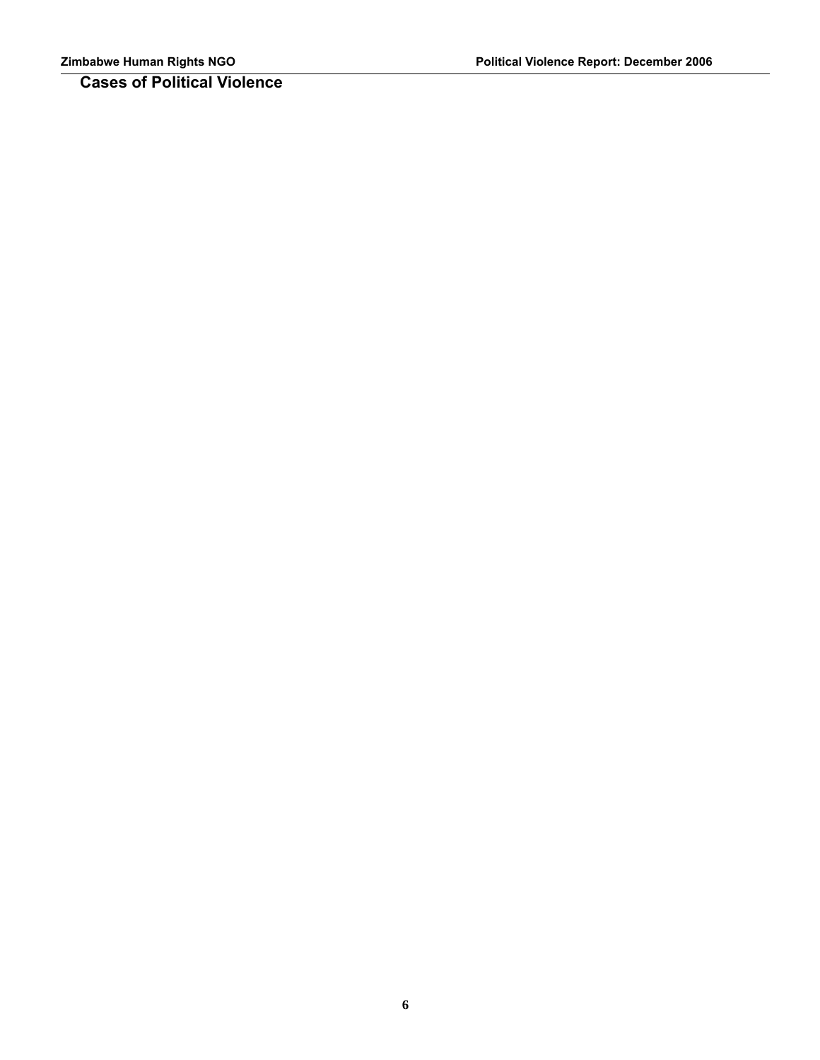## Cases of Political Violence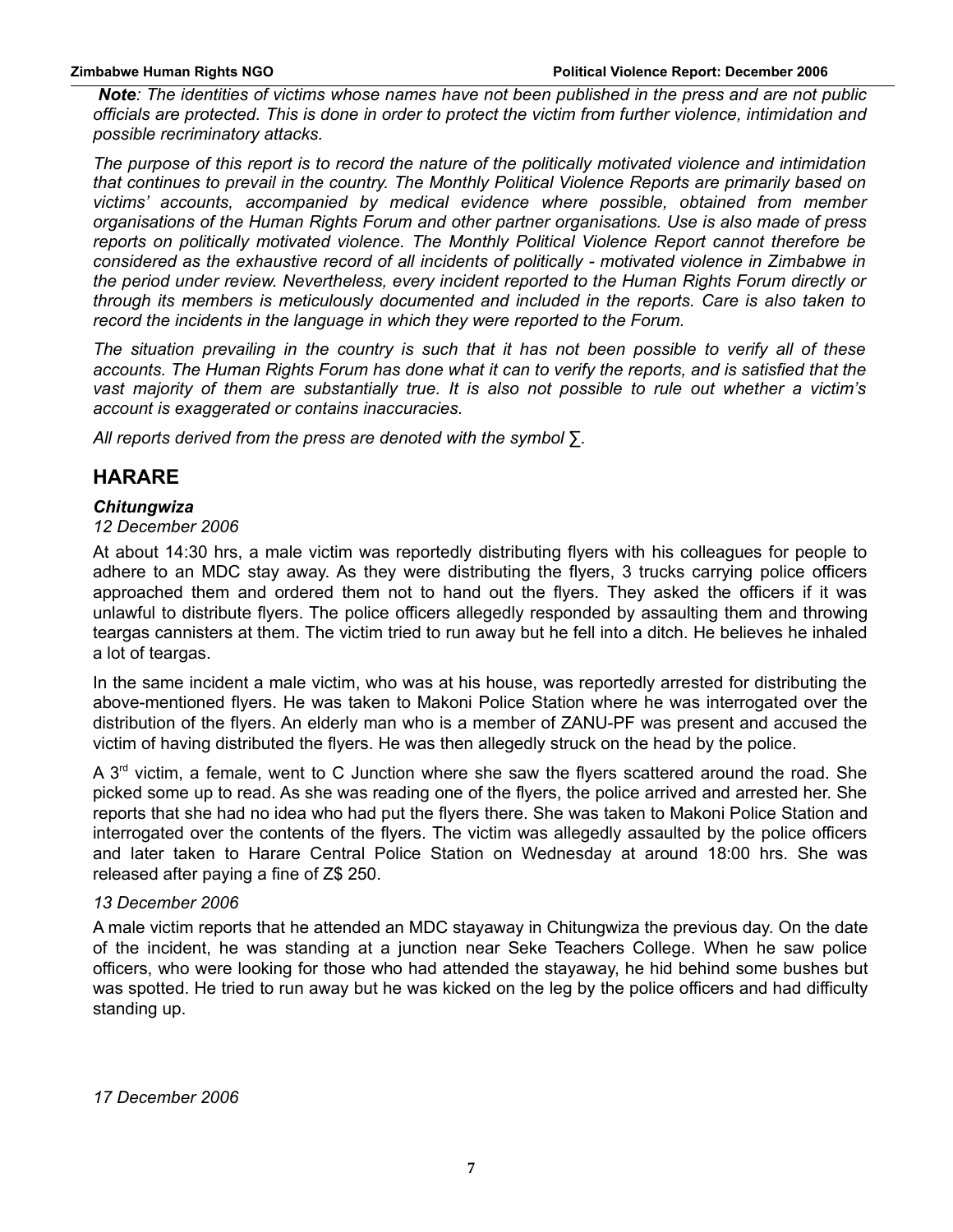***Note**: The identities of victims whose names have not been published in the press and are not public officials are protected. This is done in order to protect the victim from further violence, intimidation and possible recriminatory attacks.*

*The purpose of this report is to record the nature of the politically motivated violence and intimidation that continues to prevail in the country. The Monthly Political Violence Reports are primarily based on victims' accounts, accompanied by medical evidence where possible, obtained from member organisations of the Human Rights Forum and other partner organisations. Use is also made of press reports on politically motivated violence. The Monthly Political Violence Report cannot therefore be considered as the exhaustive record of all incidents of politically - motivated violence in Zimbabwe in the period under review. Nevertheless, every incident reported to the Human Rights Forum directly or through its members is meticulously documented and included in the reports. Care is also taken to record the incidents in the language in which they were reported to the Forum.*

*The situation prevailing in the country is such that it has not been possible to verify all of these accounts. The Human Rights Forum has done what it can to verify the reports, and is satisfied that the vast majority of them are substantially true. It is also not possible to rule out whether a victim's account is exaggerated or contains inaccuracies.*

*All reports derived from the press are denoted with the symbol ∑.*

## HARARE

### *Chitungwiza*

*12 December 2006*

At about 14:30 hrs, a male victim was reportedly distributing flyers with his colleagues for people to adhere to an MDC stay away. As they were distributing the flyers, 3 trucks carrying police officers approached them and ordered them not to hand out the flyers. They asked the officers if it was unlawful to distribute flyers. The police officers allegedly responded by assaulting them and throwing teargas cannisters at them. The victim tried to run away but he fell into a ditch. He believes he inhaled a lot of teargas.

In the same incident a male victim, who was at his house, was reportedly arrested for distributing the above-mentioned flyers. He was taken to Makoni Police Station where he was interrogated over the distribution of the flyers. An elderly man who is a member of ZANU-PF was present and accused the victim of having distributed the flyers. He was then allegedly struck on the head by the police.

A 3rd victim, a female, went to C Junction where she saw the flyers scattered around the road. She picked some up to read. As she was reading one of the flyers, the police arrived and arrested her. She reports that she had no idea who had put the flyers there. She was taken to Makoni Police Station and interrogated over the contents of the flyers. The victim was allegedly assaulted by the police officers and later taken to Harare Central Police Station on Wednesday at around 18:00 hrs. She was released after paying a fine of Z$ 250.

*13 December 2006*

A male victim reports that he attended an MDC stayaway in Chitungwiza the previous day. On the date of the incident, he was standing at a junction near Seke Teachers College. When he saw police officers, who were looking for those who had attended the stayaway, he hid behind some bushes but was spotted. He tried to run away but he was kicked on the leg by the police officers and had difficulty standing up.

*17 December 2006*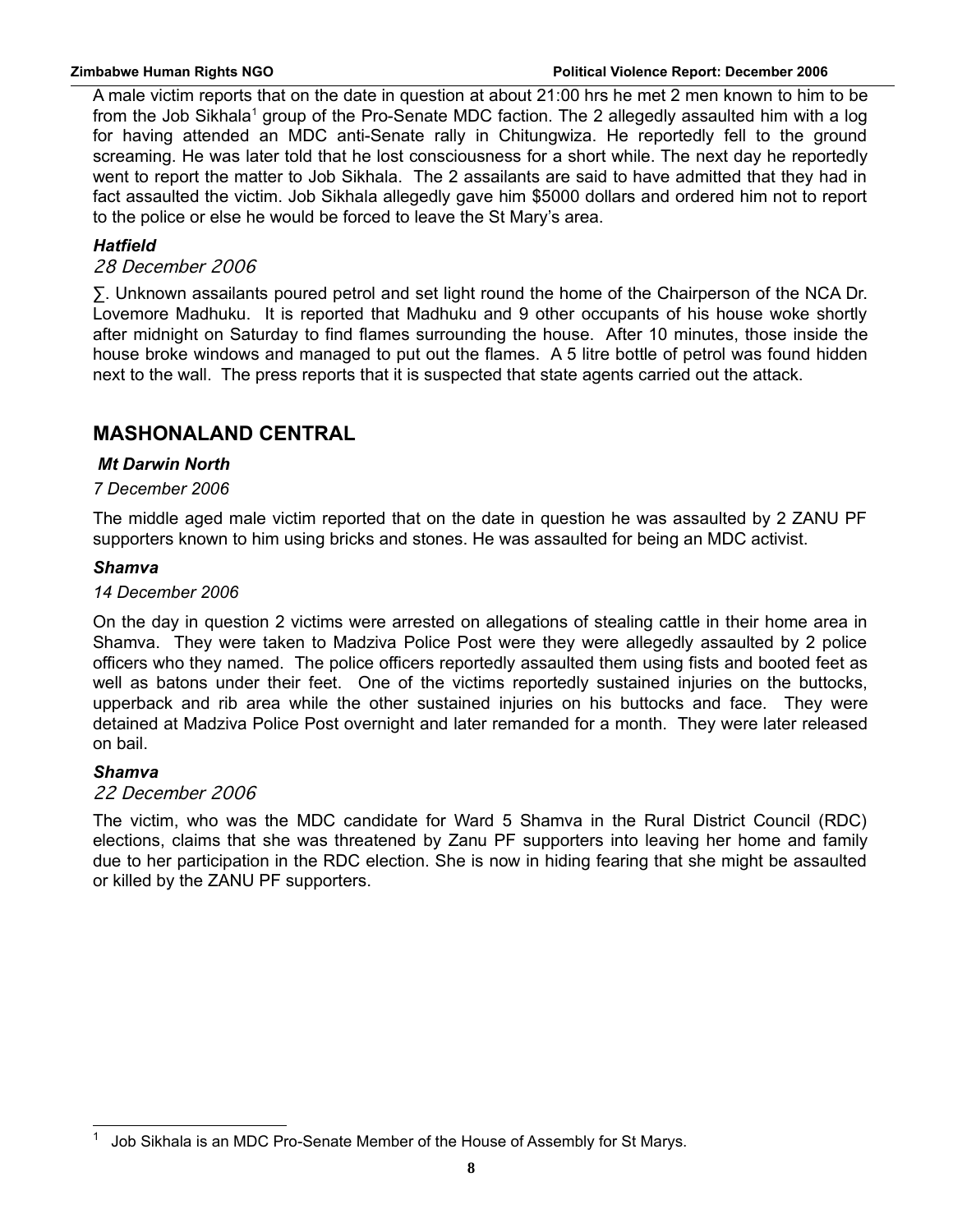A male victim reports that on the date in question at about 21:00 hrs he met 2 men known to him to be from the Job Sikhala[1] group of the Pro-Senate MDC faction. The 2 allegedly assaulted him with a log for having attended an MDC anti-Senate rally in Chitungwiza. He reportedly fell to the ground screaming. He was later told that he lost consciousness for a short while. The next day he reportedly went to report the matter to Job Sikhala. The 2 assailants are said to have admitted that they had in fact assaulted the victim. Job Sikhala allegedly gave him $5000 dollars and ordered him not to report to the police or else he would be forced to leave the St Mary's area.

### *Hatfield*

*28 December 2006*

∑. Unknown assailants poured petrol and set light round the home of the Chairperson of the NCA Dr. Lovemore Madhuku. It is reported that Madhuku and 9 other occupants of his house woke shortly after midnight on Saturday to find flames surrounding the house. After 10 minutes, those inside the house broke windows and managed to put out the flames. A 5 litre bottle of petrol was found hidden next to the wall. The press reports that it is suspected that state agents carried out the attack.

## MASHONALAND CENTRAL

### *Mt Darwin North*

*7 December 2006*

The middle aged male victim reported that on the date in question he was assaulted by 2 ZANU PF supporters known to him using bricks and stones. He was assaulted for being an MDC activist.

### *Shamva*

*14 December 2006*

On the day in question 2 victims were arrested on allegations of stealing cattle in their home area in Shamva. They were taken to Madziva Police Post were they were allegedly assaulted by 2 police officers who they named. The police officers reportedly assaulted them using fists and booted feet as well as batons under their feet. One of the victims reportedly sustained injuries on the buttocks, upperback and rib area while the other sustained injuries on his buttocks and face. They were detained at Madziva Police Post overnight and later remanded for a month. They were later released on bail.

### *Shamva*

*22 December 2006*

The victim, who was the MDC candidate for Ward 5 Shamva in the Rural District Council (RDC) elections, claims that she was threatened by Zanu PF supporters into leaving her home and family due to her participation in the RDC election. She is now in hiding fearing that she might be assaulted or killed by the ZANU PF supporters.

---

[1] Job Sikhala is an MDC Pro-Senate Member of the House of Assembly for St Marys.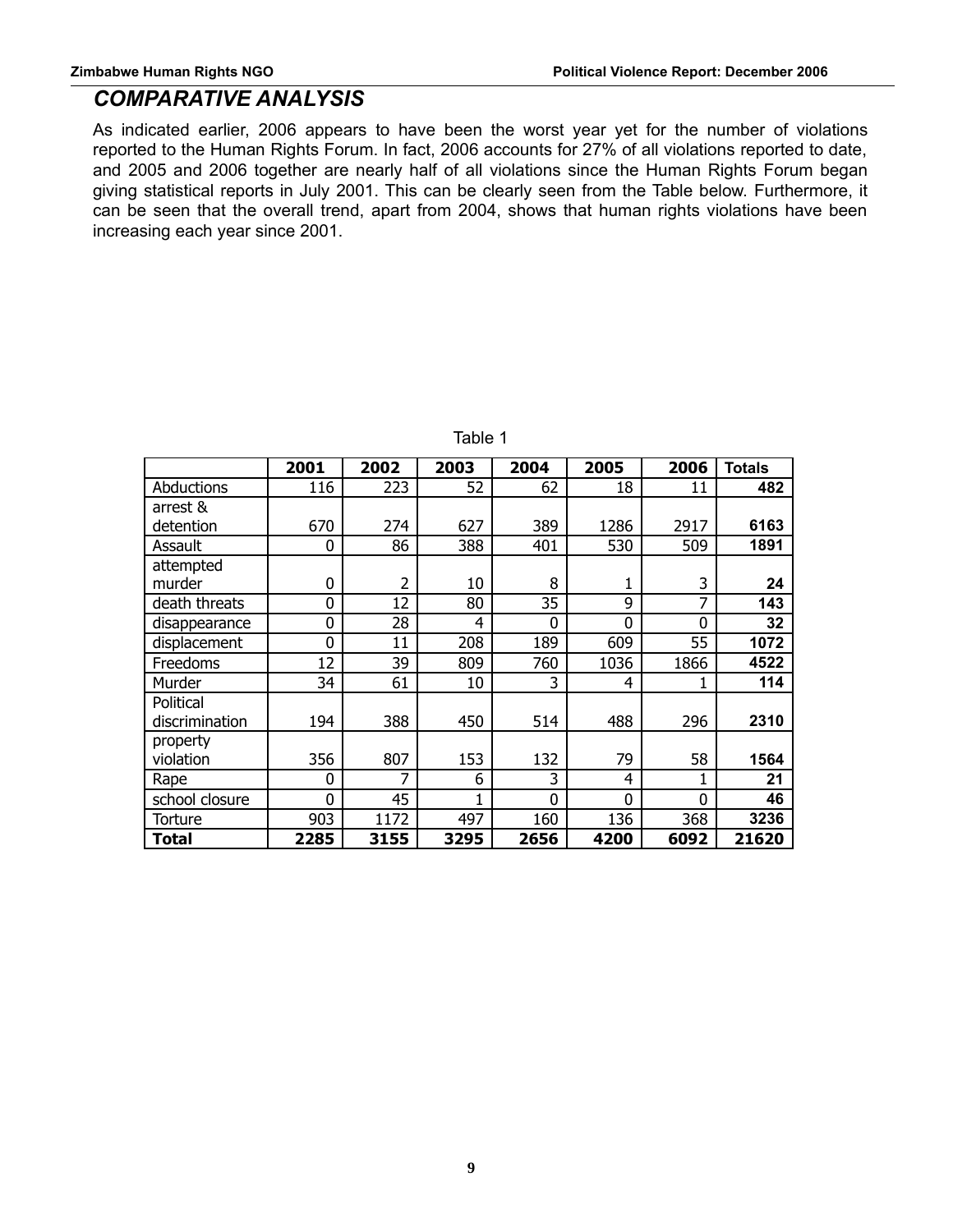## COMPARATIVE ANALYSIS

As indicated earlier, 2006 appears to have been the worst year yet for the number of violations reported to the Human Rights Forum. In fact, 2006 accounts for 27% of all violations reported to date, and 2005 and 2006 together are nearly half of all violations since the Human Rights Forum began giving statistical reports in July 2001. This can be clearly seen from the Table below. Furthermore, it can be seen that the overall trend, apart from 2004, shows that human rights violations have been increasing each year since 2001.

Table 1

| | 2001 | 2002 | 2003 | 2004 | 2005 | 2006 | Totals |
|---|---|---|---|---|---|---|---|
| Abductions | 116 | 223 | 52 | 62 | 18 | 11 | **482** |
| arrest & detention | 670 | 274 | 627 | 389 | 1286 | 2917 | **6163** |
| Assault | 0 | 86 | 388 | 401 | 530 | 509 | **1891** |
| attempted murder | 0 | 2 | 10 | 8 | 1 | 3 | **24** |
| death threats | 0 | 12 | 80 | 35 | 9 | 7 | **143** |
| disappearance | 0 | 28 | 4 | 0 | 0 | 0 | **32** |
| displacement | 0 | 11 | 208 | 189 | 609 | 55 | **1072** |
| Freedoms | 12 | 39 | 809 | 760 | 1036 | 1866 | **4522** |
| Murder | 34 | 61 | 10 | 3 | 4 | 1 | **114** |
| Political discrimination | 194 | 388 | 450 | 514 | 488 | 296 | **2310** |
| property violation | 356 | 807 | 153 | 132 | 79 | 58 | **1564** |
| Rape | 0 | 7 | 6 | 3 | 4 | 1 | **21** |
| school closure | 0 | 45 | 1 | 0 | 0 | 0 | **46** |
| Torture | 903 | 1172 | 497 | 160 | 136 | 368 | **3236** |
| **Total** | **2285** | **3155** | **3295** | **2656** | **4200** | **6092** | **21620** |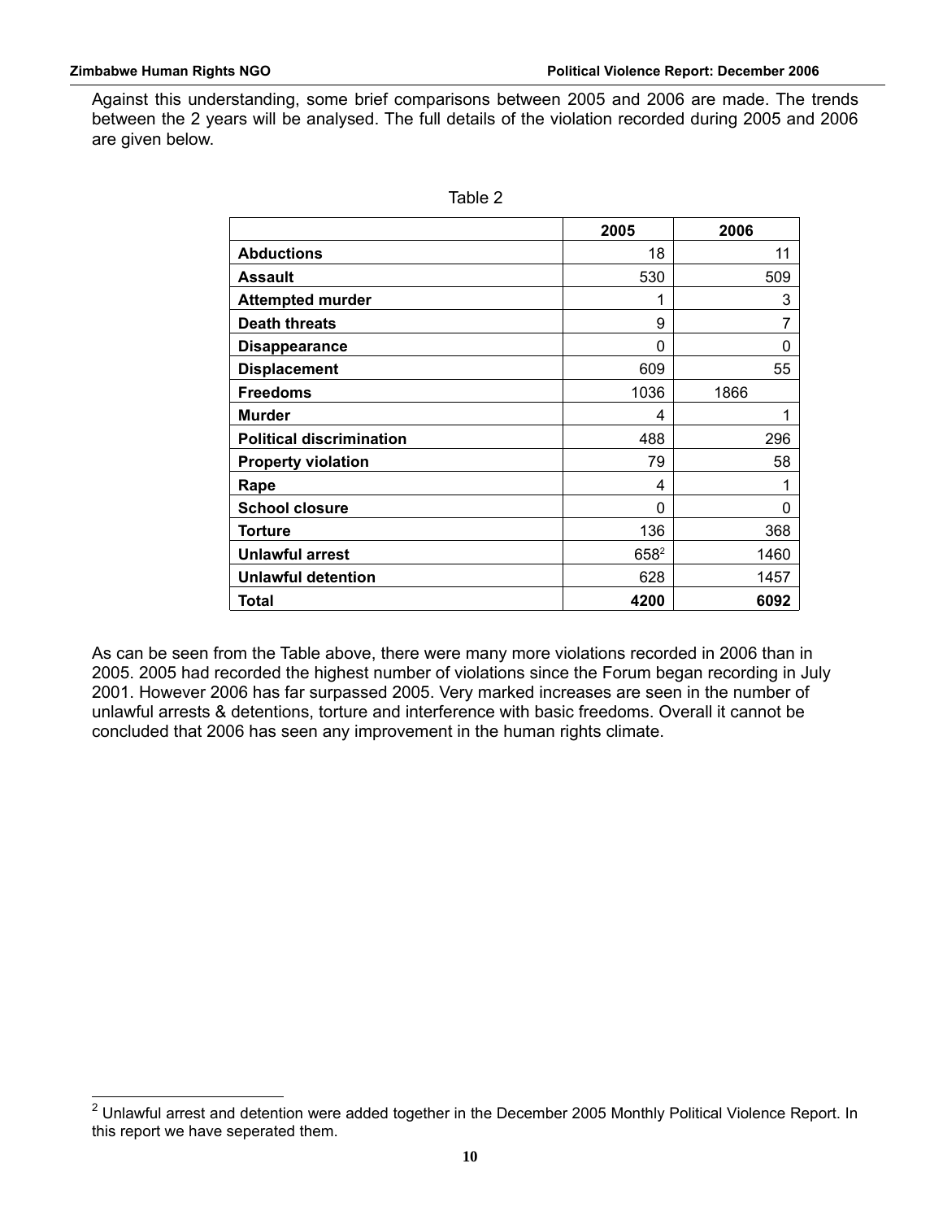Against this understanding, some brief comparisons between 2005 and 2006 are made. The trends between the 2 years will be analysed. The full details of the violation recorded during 2005 and 2006 are given below.

Table 2

| | 2005 | 2006 |
|---|---|---|
| **Abductions** | 18 | 11 |
| **Assault** | 530 | 509 |
| **Attempted murder** | 1 | 3 |
| **Death threats** | 9 | 7 |
| **Disappearance** | 0 | 0 |
| **Displacement** | 609 | 55 |
| **Freedoms** | 1036 | 1866 |
| **Murder** | 4 | 1 |
| **Political discrimination** | 488 | 296 |
| **Property violation** | 79 | 58 |
| **Rape** | 4 | 1 |
| **School closure** | 0 | 0 |
| **Torture** | 136 | 368 |
| **Unlawful arrest** | 658[2] | 1460 |
| **Unlawful detention** | 628 | 1457 |
| **Total** | **4200** | **6092** |

As can be seen from the Table above, there were many more violations recorded in 2006 than in 2005. 2005 had recorded the highest number of violations since the Forum began recording in July 2001. However 2006 has far surpassed 2005. Very marked increases are seen in the number of unlawful arrests & detentions, torture and interference with basic freedoms. Overall it cannot be concluded that 2006 has seen any improvement in the human rights climate.

[2] Unlawful arrest and detention were added together in the December 2005 Monthly Political Violence Report. In this report we have seperated them.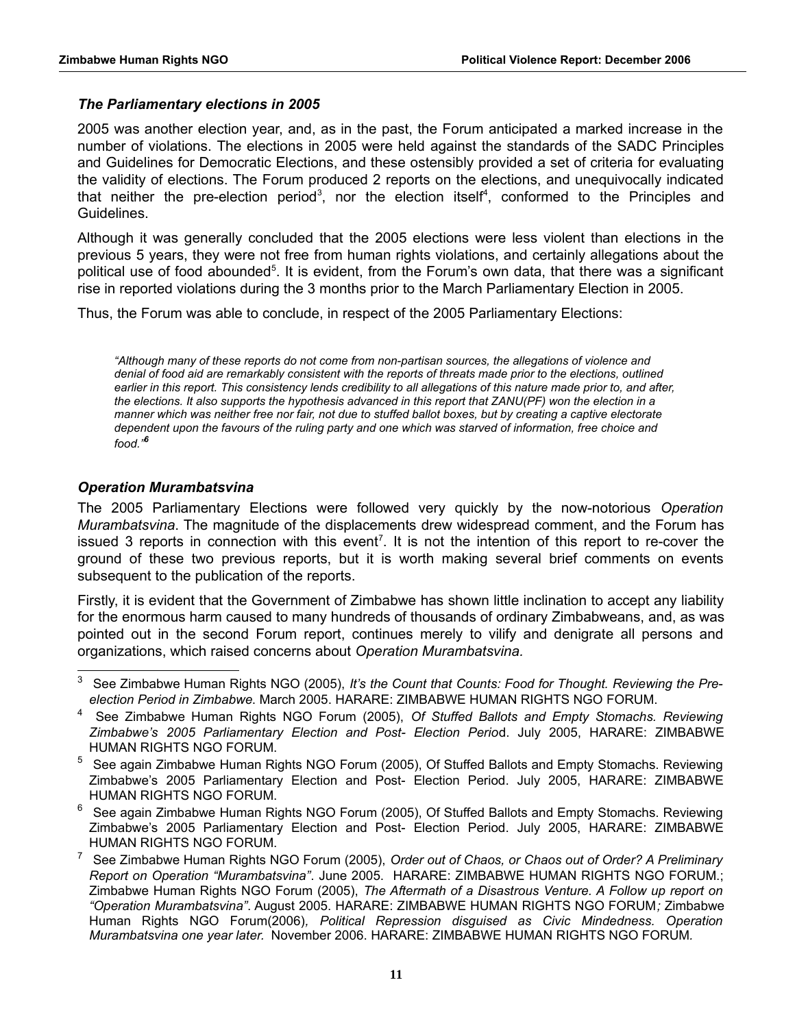### *The Parliamentary elections in 2005*

2005 was another election year, and, as in the past, the Forum anticipated a marked increase in the number of violations. The elections in 2005 were held against the standards of the SADC Principles and Guidelines for Democratic Elections, and these ostensibly provided a set of criteria for evaluating the validity of elections. The Forum produced 2 reports on the elections, and unequivocally indicated that neither the pre-election period[3], nor the election itself[4], conformed to the Principles and Guidelines.

Although it was generally concluded that the 2005 elections were less violent than elections in the previous 5 years, they were not free from human rights violations, and certainly allegations about the political use of food abounded[5]. It is evident, from the Forum's own data, that there was a significant rise in reported violations during the 3 months prior to the March Parliamentary Election in 2005.

Thus, the Forum was able to conclude, in respect of the 2005 Parliamentary Elections:

> *"Although many of these reports do not come from non-partisan sources, the allegations of violence and denial of food aid are remarkably consistent with the reports of threats made prior to the elections, outlined earlier in this report. This consistency lends credibility to all allegations of this nature made prior to, and after, the elections. It also supports the hypothesis advanced in this report that ZANU(PF) won the election in a manner which was neither free nor fair, not due to stuffed ballot boxes, but by creating a captive electorate dependent upon the favours of the ruling party and one which was starved of information, free choice and food."*[6]

### *Operation Murambatsvina*

The 2005 Parliamentary Elections were followed very quickly by the now-notorious *Operation Murambatsvina*. The magnitude of the displacements drew widespread comment, and the Forum has issued 3 reports in connection with this event[7]. It is not the intention of this report to re-cover the ground of these two previous reports, but it is worth making several brief comments on events subsequent to the publication of the reports.

Firstly, it is evident that the Government of Zimbabwe has shown little inclination to accept any liability for the enormous harm caused to many hundreds of thousands of ordinary Zimbabweans, and, as was pointed out in the second Forum report, continues merely to vilify and denigrate all persons and organizations, which raised concerns about *Operation Murambatsvina.*

---

[3] See Zimbabwe Human Rights NGO (2005), *It's the Count that Counts: Food for Thought. Reviewing the Pre-election Period in Zimbabwe*. March 2005. HARARE: ZIMBABWE HUMAN RIGHTS NGO FORUM.

[4] See Zimbabwe Human Rights NGO Forum (2005), *Of Stuffed Ballots and Empty Stomachs. Reviewing Zimbabwe's 2005 Parliamentary Election and Post- Election Perio*d. July 2005, HARARE: ZIMBABWE HUMAN RIGHTS NGO FORUM.

[5] See again Zimbabwe Human Rights NGO Forum (2005), Of Stuffed Ballots and Empty Stomachs. Reviewing Zimbabwe's 2005 Parliamentary Election and Post- Election Period. July 2005, HARARE: ZIMBABWE HUMAN RIGHTS NGO FORUM.

[6] See again Zimbabwe Human Rights NGO Forum (2005), Of Stuffed Ballots and Empty Stomachs. Reviewing Zimbabwe's 2005 Parliamentary Election and Post- Election Period. July 2005, HARARE: ZIMBABWE HUMAN RIGHTS NGO FORUM.

[7] See Zimbabwe Human Rights NGO Forum (2005), *Order out of Chaos, or Chaos out of Order? A Preliminary Report on Operation "Murambatsvina"*. June 2005. HARARE: ZIMBABWE HUMAN RIGHTS NGO FORUM.; Zimbabwe Human Rights NGO Forum (2005), *The Aftermath of a Disastrous Venture. A Follow up report on "Operation Murambatsvina"*. August 2005. HARARE: ZIMBABWE HUMAN RIGHTS NGO FORUM*;* Zimbabwe Human Rights NGO Forum(2006)*, Political Repression disguised as Civic Mindedness. Operation Murambatsvina one year later.* November 2006. HARARE: ZIMBABWE HUMAN RIGHTS NGO FORUM*.*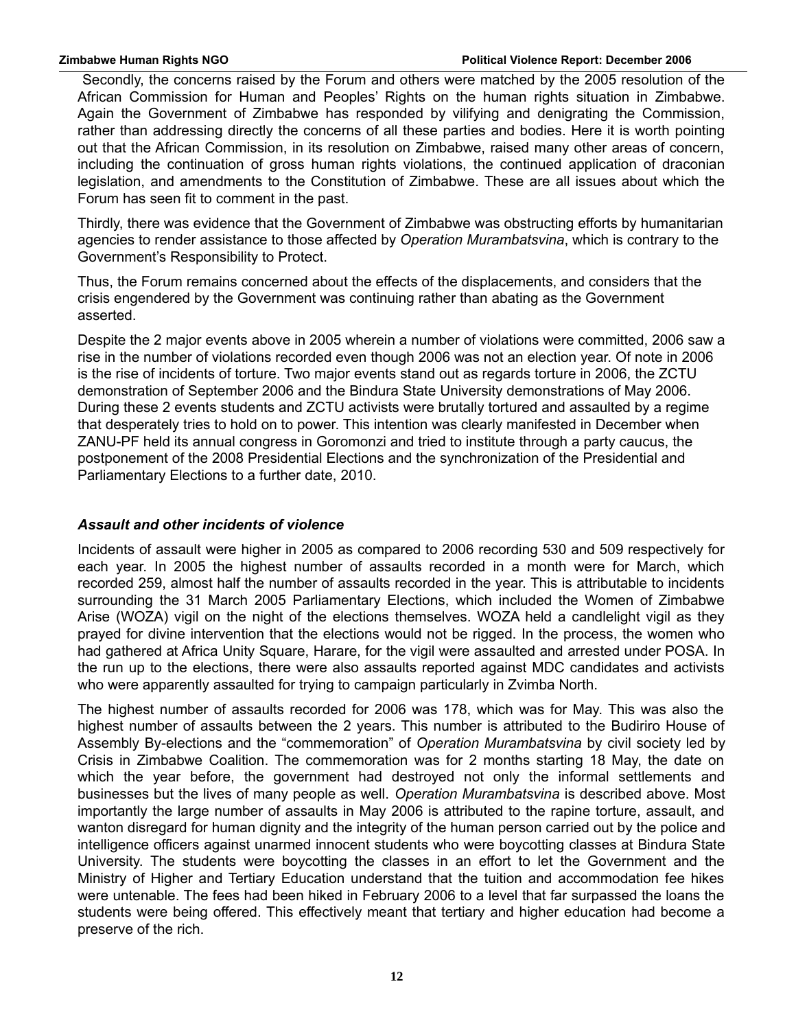Secondly, the concerns raised by the Forum and others were matched by the 2005 resolution of the African Commission for Human and Peoples' Rights on the human rights situation in Zimbabwe. Again the Government of Zimbabwe has responded by vilifying and denigrating the Commission, rather than addressing directly the concerns of all these parties and bodies. Here it is worth pointing out that the African Commission, in its resolution on Zimbabwe, raised many other areas of concern, including the continuation of gross human rights violations, the continued application of draconian legislation, and amendments to the Constitution of Zimbabwe. These are all issues about which the Forum has seen fit to comment in the past.

Thirdly, there was evidence that the Government of Zimbabwe was obstructing efforts by humanitarian agencies to render assistance to those affected by *Operation Murambatsvina*, which is contrary to the Government's Responsibility to Protect.

Thus, the Forum remains concerned about the effects of the displacements, and considers that the crisis engendered by the Government was continuing rather than abating as the Government asserted.

Despite the 2 major events above in 2005 wherein a number of violations were committed, 2006 saw a rise in the number of violations recorded even though 2006 was not an election year. Of note in 2006 is the rise of incidents of torture. Two major events stand out as regards torture in 2006, the ZCTU demonstration of September 2006 and the Bindura State University demonstrations of May 2006. During these 2 events students and ZCTU activists were brutally tortured and assaulted by a regime that desperately tries to hold on to power. This intention was clearly manifested in December when ZANU-PF held its annual congress in Goromonzi and tried to institute through a party caucus, the postponement of the 2008 Presidential Elections and the synchronization of the Presidential and Parliamentary Elections to a further date, 2010.

### *Assault and other incidents of violence*

Incidents of assault were higher in 2005 as compared to 2006 recording 530 and 509 respectively for each year. In 2005 the highest number of assaults recorded in a month were for March, which recorded 259, almost half the number of assaults recorded in the year. This is attributable to incidents surrounding the 31 March 2005 Parliamentary Elections, which included the Women of Zimbabwe Arise (WOZA) vigil on the night of the elections themselves. WOZA held a candlelight vigil as they prayed for divine intervention that the elections would not be rigged. In the process, the women who had gathered at Africa Unity Square, Harare, for the vigil were assaulted and arrested under POSA. In the run up to the elections, there were also assaults reported against MDC candidates and activists who were apparently assaulted for trying to campaign particularly in Zvimba North.

The highest number of assaults recorded for 2006 was 178, which was for May. This was also the highest number of assaults between the 2 years. This number is attributed to the Budiriro House of Assembly By-elections and the "commemoration" of *Operation Murambatsvina* by civil society led by Crisis in Zimbabwe Coalition. The commemoration was for 2 months starting 18 May, the date on which the year before, the government had destroyed not only the informal settlements and businesses but the lives of many people as well. *Operation Murambatsvina* is described above. Most importantly the large number of assaults in May 2006 is attributed to the rapine torture, assault, and wanton disregard for human dignity and the integrity of the human person carried out by the police and intelligence officers against unarmed innocent students who were boycotting classes at Bindura State University. The students were boycotting the classes in an effort to let the Government and the Ministry of Higher and Tertiary Education understand that the tuition and accommodation fee hikes were untenable. The fees had been hiked in February 2006 to a level that far surpassed the loans the students were being offered. This effectively meant that tertiary and higher education had become a preserve of the rich.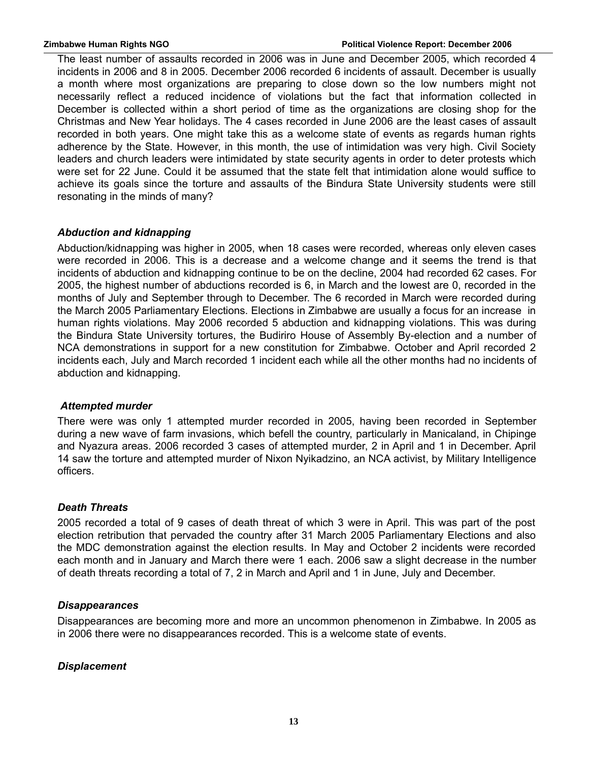The least number of assaults recorded in 2006 was in June and December 2005, which recorded 4 incidents in 2006 and 8 in 2005. December 2006 recorded 6 incidents of assault. December is usually a month where most organizations are preparing to close down so the low numbers might not necessarily reflect a reduced incidence of violations but the fact that information collected in December is collected within a short period of time as the organizations are closing shop for the Christmas and New Year holidays. The 4 cases recorded in June 2006 are the least cases of assault recorded in both years. One might take this as a welcome state of events as regards human rights adherence by the State. However, in this month, the use of intimidation was very high. Civil Society leaders and church leaders were intimidated by state security agents in order to deter protests which were set for 22 June. Could it be assumed that the state felt that intimidation alone would suffice to achieve its goals since the torture and assaults of the Bindura State University students were still resonating in the minds of many?

### *Abduction and kidnapping*

Abduction/kidnapping was higher in 2005, when 18 cases were recorded, whereas only eleven cases were recorded in 2006. This is a decrease and a welcome change and it seems the trend is that incidents of abduction and kidnapping continue to be on the decline, 2004 had recorded 62 cases. For 2005, the highest number of abductions recorded is 6, in March and the lowest are 0, recorded in the months of July and September through to December. The 6 recorded in March were recorded during the March 2005 Parliamentary Elections. Elections in Zimbabwe are usually a focus for an increase in human rights violations. May 2006 recorded 5 abduction and kidnapping violations. This was during the Bindura State University tortures, the Budiriro House of Assembly By-election and a number of NCA demonstrations in support for a new constitution for Zimbabwe. October and April recorded 2 incidents each, July and March recorded 1 incident each while all the other months had no incidents of abduction and kidnapping.

### *Attempted murder*

There were was only 1 attempted murder recorded in 2005, having been recorded in September during a new wave of farm invasions, which befell the country, particularly in Manicaland, in Chipinge and Nyazura areas. 2006 recorded 3 cases of attempted murder, 2 in April and 1 in December. April 14 saw the torture and attempted murder of Nixon Nyikadzino, an NCA activist, by Military Intelligence officers.

### *Death Threats*

2005 recorded a total of 9 cases of death threat of which 3 were in April. This was part of the post election retribution that pervaded the country after 31 March 2005 Parliamentary Elections and also the MDC demonstration against the election results. In May and October 2 incidents were recorded each month and in January and March there were 1 each. 2006 saw a slight decrease in the number of death threats recording a total of 7, 2 in March and April and 1 in June, July and December.

### *Disappearances*

Disappearances are becoming more and more an uncommon phenomenon in Zimbabwe. In 2005 as in 2006 there were no disappearances recorded. This is a welcome state of events.

### *Displacement*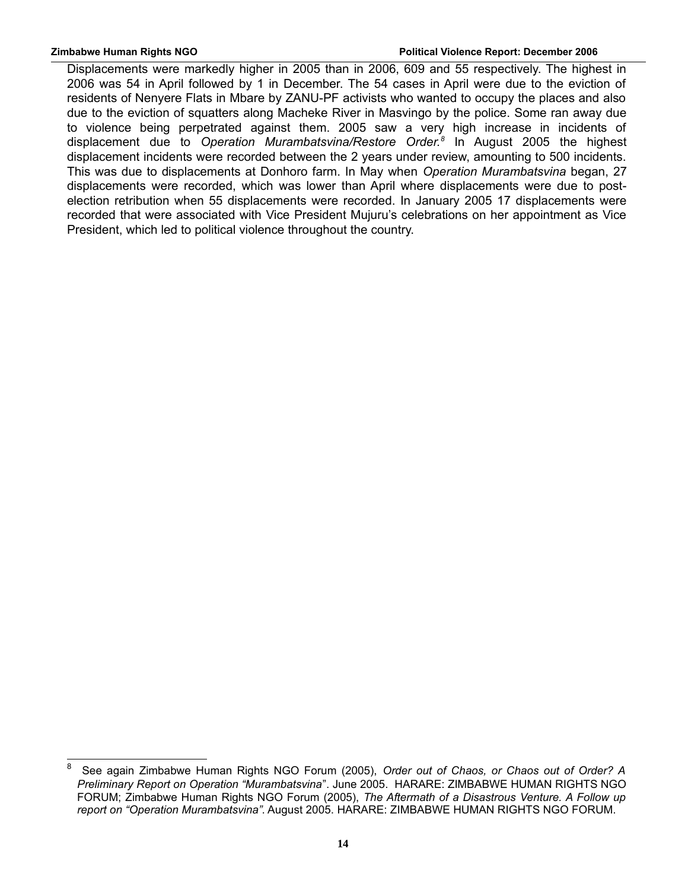Displacements were markedly higher in 2005 than in 2006, 609 and 55 respectively. The highest in 2006 was 54 in April followed by 1 in December. The 54 cases in April were due to the eviction of residents of Nenyere Flats in Mbare by ZANU-PF activists who wanted to occupy the places and also due to the eviction of squatters along Macheke River in Masvingo by the police. Some ran away due to violence being perpetrated against them. 2005 saw a very high increase in incidents of displacement due to *Operation Murambatsvina/Restore Order.*[8] In August 2005 the highest displacement incidents were recorded between the 2 years under review, amounting to 500 incidents. This was due to displacements at Donhoro farm. In May when *Operation Murambatsvina* began, 27 displacements were recorded, which was lower than April where displacements were due to post-election retribution when 55 displacements were recorded. In January 2005 17 displacements were recorded that were associated with Vice President Mujuru's celebrations on her appointment as Vice President, which led to political violence throughout the country.

---

[8] See again Zimbabwe Human Rights NGO Forum (2005), *Order out of Chaos, or Chaos out of Order? A Preliminary Report on Operation "Murambatsvina"*. June 2005. HARARE: ZIMBABWE HUMAN RIGHTS NGO FORUM; Zimbabwe Human Rights NGO Forum (2005), *The Aftermath of a Disastrous Venture. A Follow up report on "Operation Murambatsvina"*. August 2005. HARARE: ZIMBABWE HUMAN RIGHTS NGO FORUM.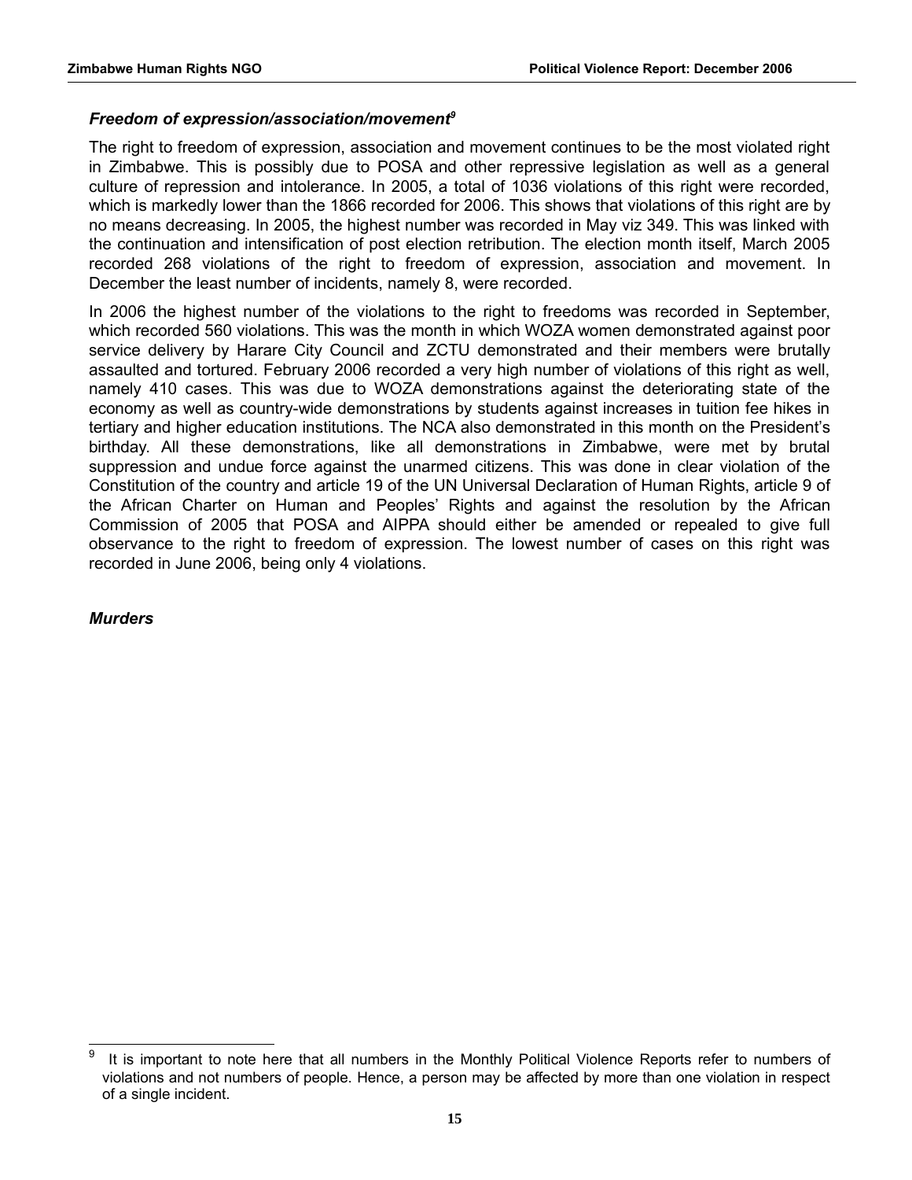### *Freedom of expression/association/movement[9]*

The right to freedom of expression, association and movement continues to be the most violated right in Zimbabwe. This is possibly due to POSA and other repressive legislation as well as a general culture of repression and intolerance. In 2005, a total of 1036 violations of this right were recorded, which is markedly lower than the 1866 recorded for 2006. This shows that violations of this right are by no means decreasing. In 2005, the highest number was recorded in May viz 349. This was linked with the continuation and intensification of post election retribution. The election month itself, March 2005 recorded 268 violations of the right to freedom of expression, association and movement. In December the least number of incidents, namely 8, were recorded.

In 2006 the highest number of the violations to the right to freedoms was recorded in September, which recorded 560 violations. This was the month in which WOZA women demonstrated against poor service delivery by Harare City Council and ZCTU demonstrated and their members were brutally assaulted and tortured. February 2006 recorded a very high number of violations of this right as well, namely 410 cases. This was due to WOZA demonstrations against the deteriorating state of the economy as well as country-wide demonstrations by students against increases in tuition fee hikes in tertiary and higher education institutions. The NCA also demonstrated in this month on the President's birthday. All these demonstrations, like all demonstrations in Zimbabwe, were met by brutal suppression and undue force against the unarmed citizens. This was done in clear violation of the Constitution of the country and article 19 of the UN Universal Declaration of Human Rights, article 9 of the African Charter on Human and Peoples' Rights and against the resolution by the African Commission of 2005 that POSA and AIPPA should either be amended or repealed to give full observance to the right to freedom of expression. The lowest number of cases on this right was recorded in June 2006, being only 4 violations.

### *Murders*

---

[9] It is important to note here that all numbers in the Monthly Political Violence Reports refer to numbers of violations and not numbers of people. Hence, a person may be affected by more than one violation in respect of a single incident.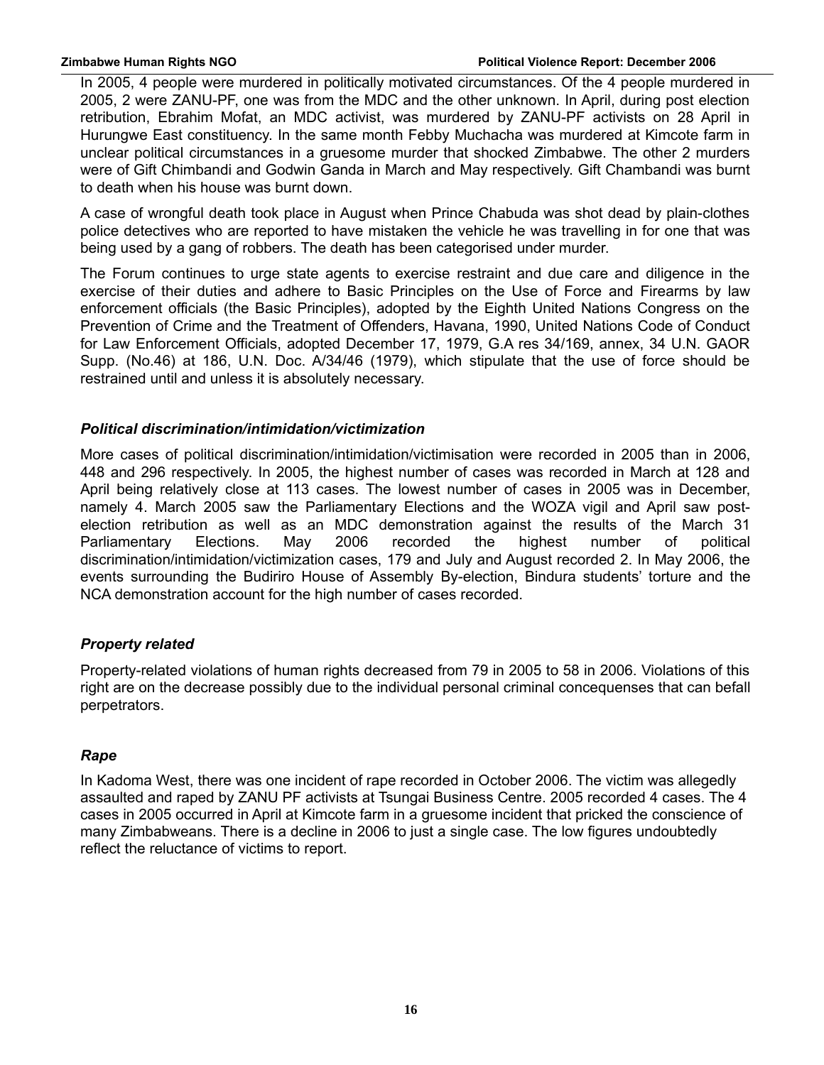In 2005, 4 people were murdered in politically motivated circumstances. Of the 4 people murdered in 2005, 2 were ZANU-PF, one was from the MDC and the other unknown. In April, during post election retribution, Ebrahim Mofat, an MDC activist, was murdered by ZANU-PF activists on 28 April in Hurungwe East constituency. In the same month Febby Muchacha was murdered at Kimcote farm in unclear political circumstances in a gruesome murder that shocked Zimbabwe. The other 2 murders were of Gift Chimbandi and Godwin Ganda in March and May respectively. Gift Chambandi was burnt to death when his house was burnt down.

A case of wrongful death took place in August when Prince Chabuda was shot dead by plain-clothes police detectives who are reported to have mistaken the vehicle he was travelling in for one that was being used by a gang of robbers. The death has been categorised under murder.

The Forum continues to urge state agents to exercise restraint and due care and diligence in the exercise of their duties and adhere to Basic Principles on the Use of Force and Firearms by law enforcement officials (the Basic Principles), adopted by the Eighth United Nations Congress on the Prevention of Crime and the Treatment of Offenders, Havana, 1990, United Nations Code of Conduct for Law Enforcement Officials, adopted December 17, 1979, G.A res 34/169, annex, 34 U.N. GAOR Supp. (No.46) at 186, U.N. Doc. A/34/46 (1979), which stipulate that the use of force should be restrained until and unless it is absolutely necessary.

### *Political discrimination/intimidation/victimization*

More cases of political discrimination/intimidation/victimisation were recorded in 2005 than in 2006, 448 and 296 respectively. In 2005, the highest number of cases was recorded in March at 128 and April being relatively close at 113 cases. The lowest number of cases in 2005 was in December, namely 4. March 2005 saw the Parliamentary Elections and the WOZA vigil and April saw post-election retribution as well as an MDC demonstration against the results of the March 31 Parliamentary Elections. May 2006 recorded the highest number of political discrimination/intimidation/victimization cases, 179 and July and August recorded 2. In May 2006, the events surrounding the Budiriro House of Assembly By-election, Bindura students' torture and the NCA demonstration account for the high number of cases recorded.

### *Property related*

Property-related violations of human rights decreased from 79 in 2005 to 58 in 2006. Violations of this right are on the decrease possibly due to the individual personal criminal concequenses that can befall perpetrators.

### *Rape*

In Kadoma West, there was one incident of rape recorded in October 2006. The victim was allegedly assaulted and raped by ZANU PF activists at Tsungai Business Centre. 2005 recorded 4 cases. The 4 cases in 2005 occurred in April at Kimcote farm in a gruesome incident that pricked the conscience of many Zimbabweans. There is a decline in 2006 to just a single case. The low figures undoubtedly reflect the reluctance of victims to report.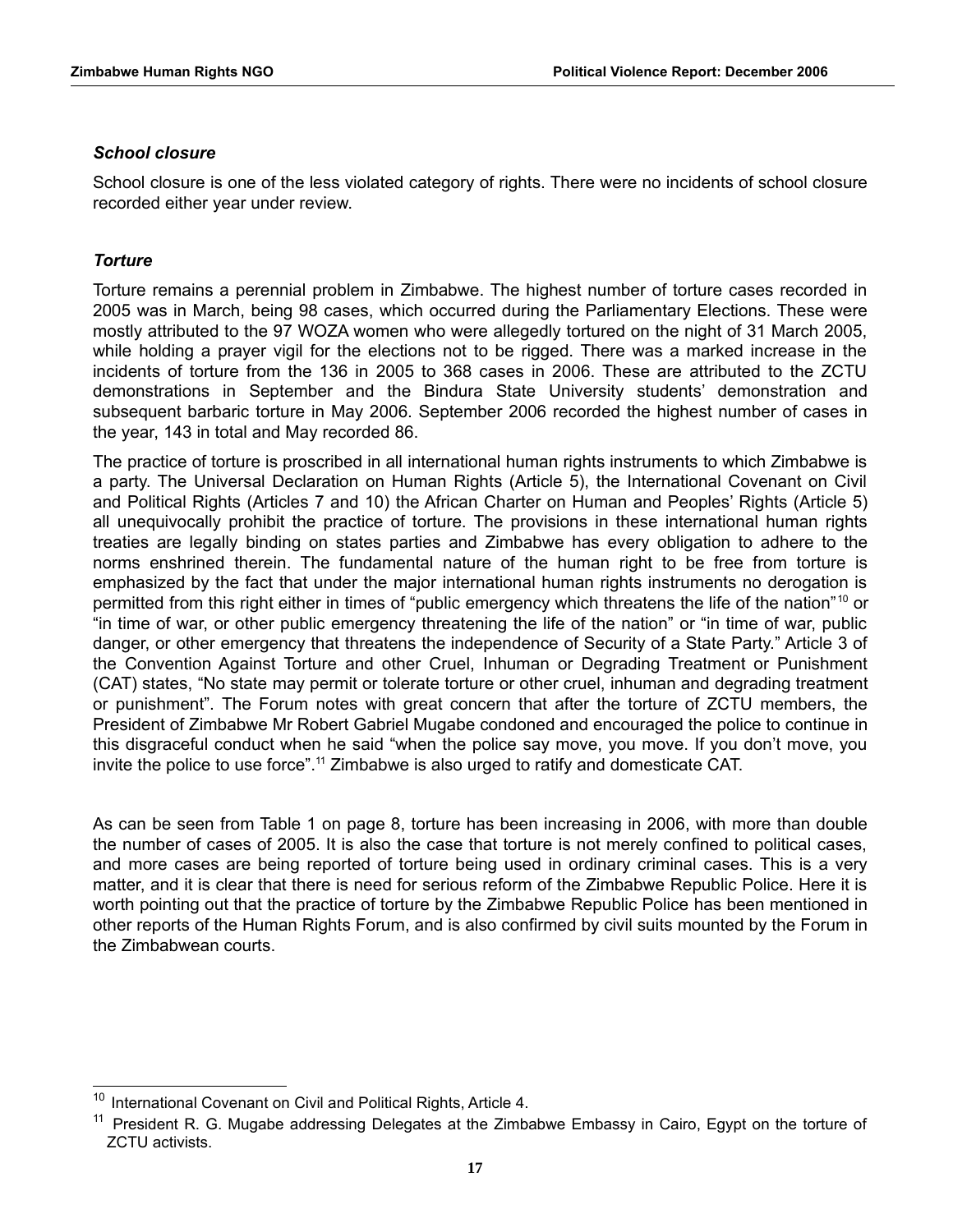### *School closure*

School closure is one of the less violated category of rights. There were no incidents of school closure recorded either year under review.

### *Torture*

Torture remains a perennial problem in Zimbabwe. The highest number of torture cases recorded in 2005 was in March, being 98 cases, which occurred during the Parliamentary Elections. These were mostly attributed to the 97 WOZA women who were allegedly tortured on the night of 31 March 2005, while holding a prayer vigil for the elections not to be rigged. There was a marked increase in the incidents of torture from the 136 in 2005 to 368 cases in 2006. These are attributed to the ZCTU demonstrations in September and the Bindura State University students' demonstration and subsequent barbaric torture in May 2006. September 2006 recorded the highest number of cases in the year, 143 in total and May recorded 86.

The practice of torture is proscribed in all international human rights instruments to which Zimbabwe is a party. The Universal Declaration on Human Rights (Article 5), the International Covenant on Civil and Political Rights (Articles 7 and 10) the African Charter on Human and Peoples' Rights (Article 5) all unequivocally prohibit the practice of torture. The provisions in these international human rights treaties are legally binding on states parties and Zimbabwe has every obligation to adhere to the norms enshrined therein. The fundamental nature of the human right to be free from torture is emphasized by the fact that under the major international human rights instruments no derogation is permitted from this right either in times of "public emergency which threatens the life of the nation"[10] or "in time of war, or other public emergency threatening the life of the nation" or "in time of war, public danger, or other emergency that threatens the independence of Security of a State Party." Article 3 of the Convention Against Torture and other Cruel, Inhuman or Degrading Treatment or Punishment (CAT) states, "No state may permit or tolerate torture or other cruel, inhuman and degrading treatment or punishment". The Forum notes with great concern that after the torture of ZCTU members, the President of Zimbabwe Mr Robert Gabriel Mugabe condoned and encouraged the police to continue in this disgraceful conduct when he said "when the police say move, you move. If you don't move, you invite the police to use force".[11] Zimbabwe is also urged to ratify and domesticate CAT.

As can be seen from Table 1 on page 8, torture has been increasing in 2006, with more than double the number of cases of 2005. It is also the case that torture is not merely confined to political cases, and more cases are being reported of torture being used in ordinary criminal cases. This is a very matter, and it is clear that there is need for serious reform of the Zimbabwe Republic Police. Here it is worth pointing out that the practice of torture by the Zimbabwe Republic Police has been mentioned in other reports of the Human Rights Forum, and is also confirmed by civil suits mounted by the Forum in the Zimbabwean courts.

---

[10] International Covenant on Civil and Political Rights, Article 4.

[11] President R. G. Mugabe addressing Delegates at the Zimbabwe Embassy in Cairo, Egypt on the torture of ZCTU activists.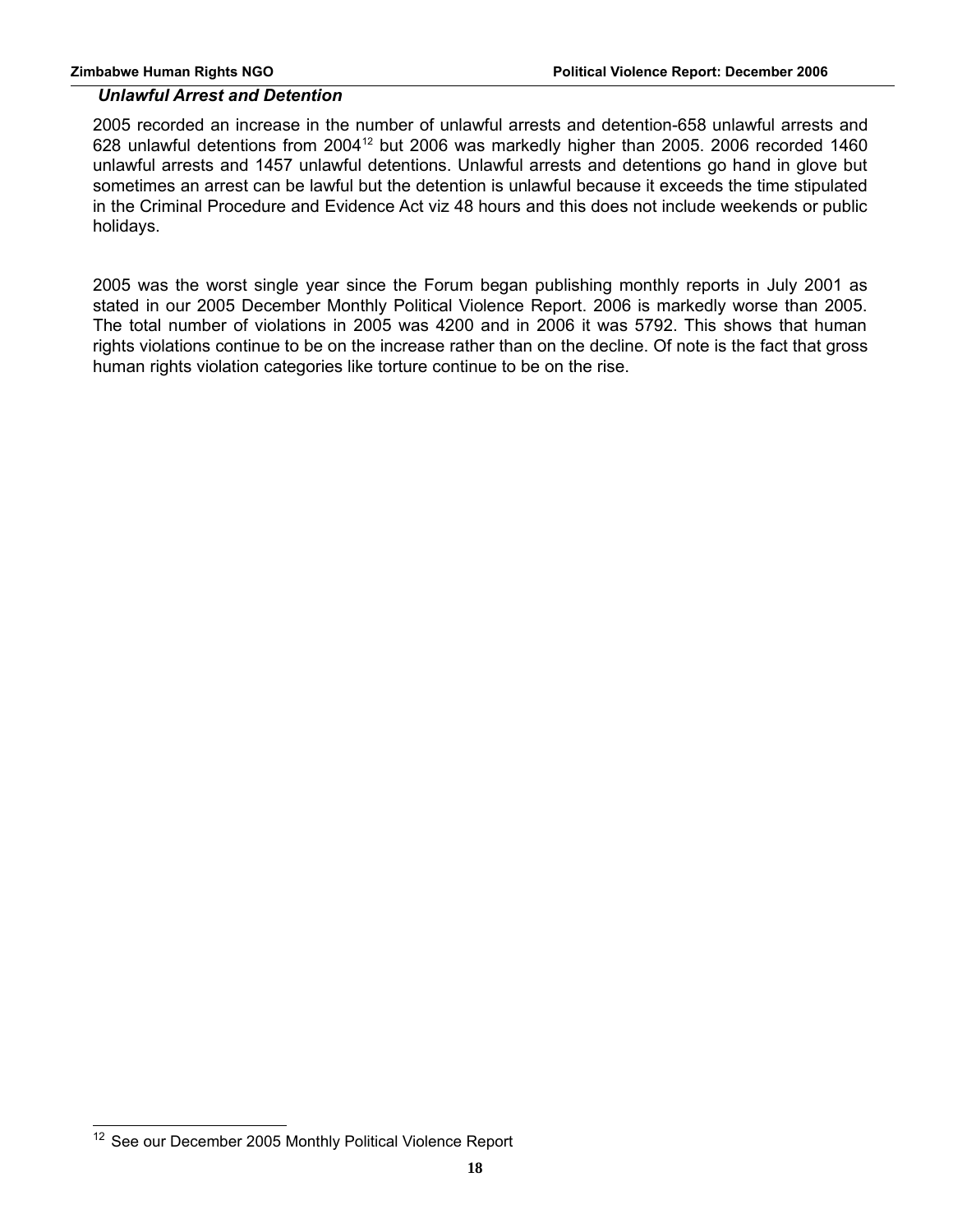***Unlawful Arrest and Detention***

2005 recorded an increase in the number of unlawful arrests and detention-658 unlawful arrests and 628 unlawful detentions from 2004[12] but 2006 was markedly higher than 2005. 2006 recorded 1460 unlawful arrests and 1457 unlawful detentions. Unlawful arrests and detentions go hand in glove but sometimes an arrest can be lawful but the detention is unlawful because it exceeds the time stipulated in the Criminal Procedure and Evidence Act viz 48 hours and this does not include weekends or public holidays.

2005 was the worst single year since the Forum began publishing monthly reports in July 2001 as stated in our 2005 December Monthly Political Violence Report. 2006 is markedly worse than 2005. The total number of violations in 2005 was 4200 and in 2006 it was 5792. This shows that human rights violations continue to be on the increase rather than on the decline. Of note is the fact that gross human rights violation categories like torture continue to be on the rise.

[12] See our December 2005 Monthly Political Violence Report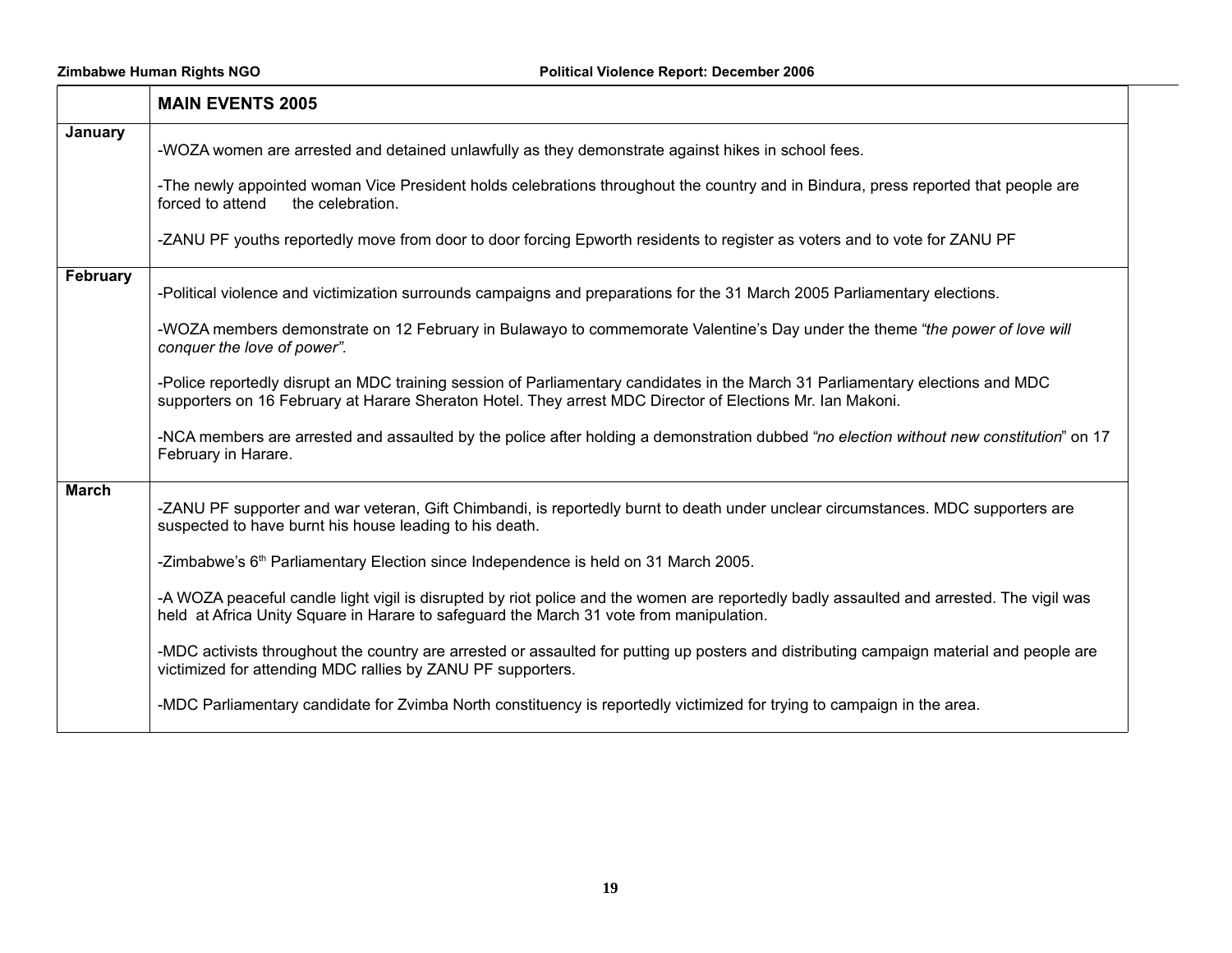| | **MAIN EVENTS 2005** |
|---|---|
| **January** | -WOZA women are arrested and detained unlawfully as they demonstrate against hikes in school fees.<br><br>-The newly appointed woman Vice President holds celebrations throughout the country and in Bindura, press reported that people are forced to attend the celebration.<br><br>-ZANU PF youths reportedly move from door to door forcing Epworth residents to register as voters and to vote for ZANU PF |
| **February** | -Political violence and victimization surrounds campaigns and preparations for the 31 March 2005 Parliamentary elections.<br><br>-WOZA members demonstrate on 12 February in Bulawayo to commemorate Valentine's Day under the theme *"the power of love will conquer the love of power".*<br><br>-Police reportedly disrupt an MDC training session of Parliamentary candidates in the March 31 Parliamentary elections and MDC supporters on 16 February at Harare Sheraton Hotel. They arrest MDC Director of Elections Mr. Ian Makoni.<br><br>-NCA members are arrested and assaulted by the police after holding a demonstration dubbed *"no election without new constitution*" on 17 February in Harare. |
| **March** | -ZANU PF supporter and war veteran, Gift Chimbandi, is reportedly burnt to death under unclear circumstances. MDC supporters are suspected to have burnt his house leading to his death.<br><br>-Zimbabwe's 6th Parliamentary Election since Independence is held on 31 March 2005.<br><br>-A WOZA peaceful candle light vigil is disrupted by riot police and the women are reportedly badly assaulted and arrested. The vigil was held at Africa Unity Square in Harare to safeguard the March 31 vote from manipulation.<br><br>-MDC activists throughout the country are arrested or assaulted for putting up posters and distributing campaign material and people are victimized for attending MDC rallies by ZANU PF supporters.<br><br>-MDC Parliamentary candidate for Zvimba North constituency is reportedly victimized for trying to campaign in the area. |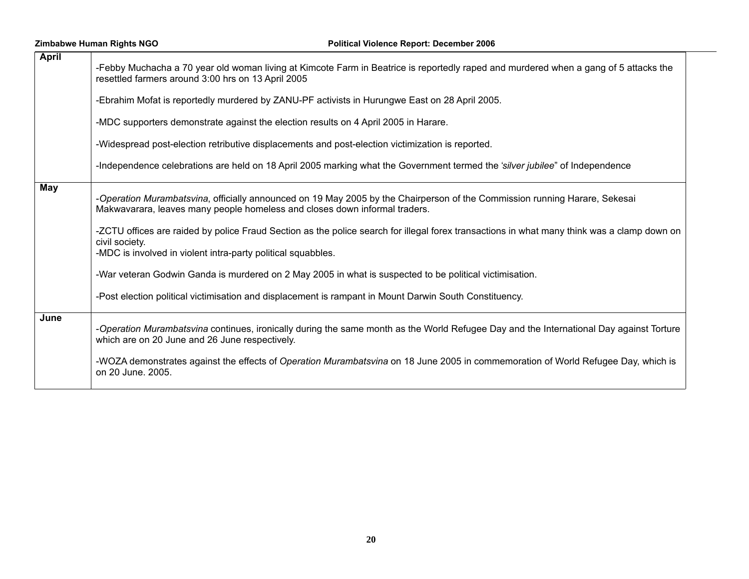| | |
|---|---|
| **April** | -Febby Muchacha a 70 year old woman living at Kimcote Farm in Beatrice is reportedly raped and murdered when a gang of 5 attacks the resettled farmers around 3:00 hrs on 13 April 2005<br><br>-Ebrahim Mofat is reportedly murdered by ZANU-PF activists in Hurungwe East on 28 April 2005.<br><br>-MDC supporters demonstrate against the election results on 4 April 2005 in Harare.<br><br>-Widespread post-election retributive displacements and post-election victimization is reported.<br><br>-Independence celebrations are held on 18 April 2005 marking what the Government termed the '*silver jubilee*" of Independence |
| **May** | -*Operation Murambatsvina*, officially announced on 19 May 2005 by the Chairperson of the Commission running Harare, Sekesai Makwavarara, leaves many people homeless and closes down informal traders.<br><br>-ZCTU offices are raided by police Fraud Section as the police search for illegal forex transactions in what many think was a clamp down on civil society.<br>-MDC is involved in violent intra-party political squabbles.<br><br>-War veteran Godwin Ganda is murdered on 2 May 2005 in what is suspected to be political victimisation.<br><br>-Post election political victimisation and displacement is rampant in Mount Darwin South Constituency. |
| **June** | -*Operation Murambatsvina* continues, ironically during the same month as the World Refugee Day and the International Day against Torture which are on 20 June and 26 June respectively.<br><br>-WOZA demonstrates against the effects of *Operation Murambatsvina* on 18 June 2005 in commemoration of World Refugee Day, which is on 20 June. 2005. |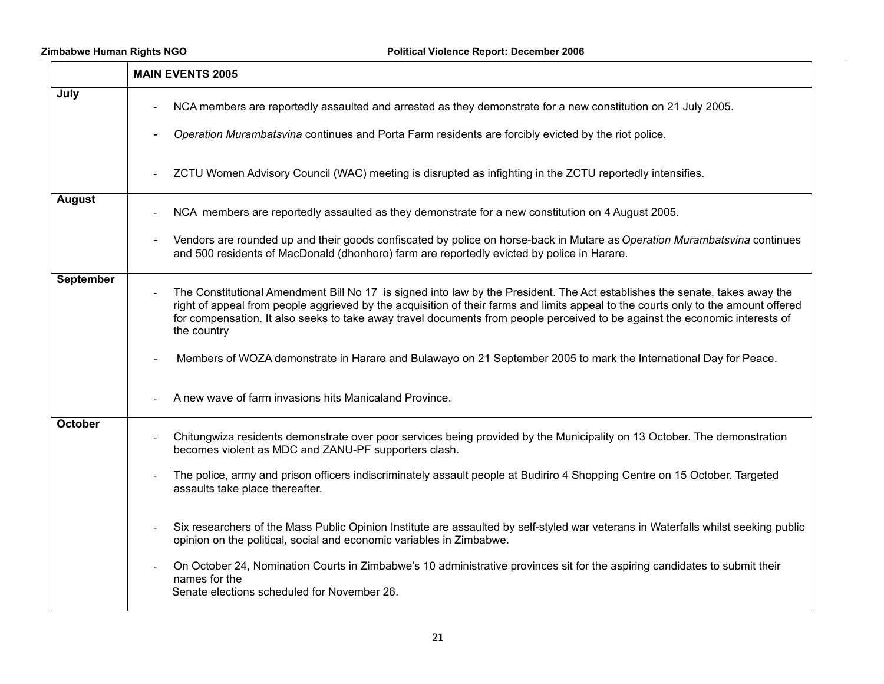| | MAIN EVENTS 2005 |
|---|---|
| **July** | - NCA members are reportedly assaulted and arrested as they demonstrate for a new constitution on 21 July 2005.<br>- *Operation Murambatsvina* continues and Porta Farm residents are forcibly evicted by the riot police.<br>- ZCTU Women Advisory Council (WAC) meeting is disrupted as infighting in the ZCTU reportedly intensifies. |
| **August** | - NCA members are reportedly assaulted as they demonstrate for a new constitution on 4 August 2005.<br>- Vendors are rounded up and their goods confiscated by police on horse-back in Mutare as *Operation Murambatsvina* continues and 500 residents of MacDonald (dhonhoro) farm are reportedly evicted by police in Harare. |
| **September** | - The Constitutional Amendment Bill No 17 is signed into law by the President. The Act establishes the senate, takes away the right of appeal from people aggrieved by the acquisition of their farms and limits appeal to the courts only to the amount offered for compensation. It also seeks to take away travel documents from people perceived to be against the economic interests of the country<br>- Members of WOZA demonstrate in Harare and Bulawayo on 21 September 2005 to mark the International Day for Peace.<br>- A new wave of farm invasions hits Manicaland Province. |
| **October** | - Chitungwiza residents demonstrate over poor services being provided by the Municipality on 13 October. The demonstration becomes violent as MDC and ZANU-PF supporters clash.<br>- The police, army and prison officers indiscriminately assault people at Budiriro 4 Shopping Centre on 15 October. Targeted assaults take place thereafter.<br>- Six researchers of the Mass Public Opinion Institute are assaulted by self-styled war veterans in Waterfalls whilst seeking public opinion on the political, social and economic variables in Zimbabwe.<br>- On October 24, Nomination Courts in Zimbabwe's 10 administrative provinces sit for the aspiring candidates to submit their names for the Senate elections scheduled for November 26. |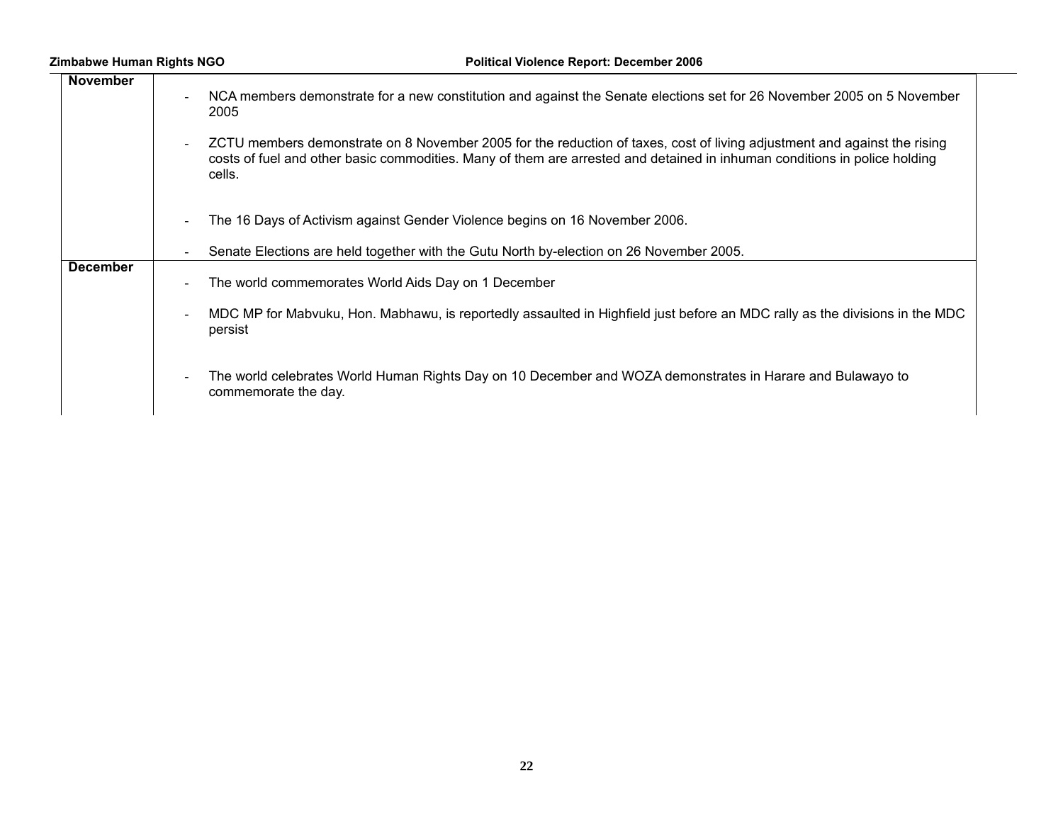| | |
|---|---|
| **November** | - NCA members demonstrate for a new constitution and against the Senate elections set for 26 November 2005 on 5 November 2005<br><br>- ZCTU members demonstrate on 8 November 2005 for the reduction of taxes, cost of living adjustment and against the rising costs of fuel and other basic commodities. Many of them are arrested and detained in inhuman conditions in police holding cells.<br><br>- The 16 Days of Activism against Gender Violence begins on 16 November 2006.<br><br>- Senate Elections are held together with the Gutu North by-election on 26 November 2005. |
| **December** | - The world commemorates World Aids Day on 1 December<br><br>- MDC MP for Mabvuku, Hon. Mabhawu, is reportedly assaulted in Highfield just before an MDC rally as the divisions in the MDC persist<br><br>- The world celebrates World Human Rights Day on 10 December and WOZA demonstrates in Harare and Bulawayo to commemorate the day. |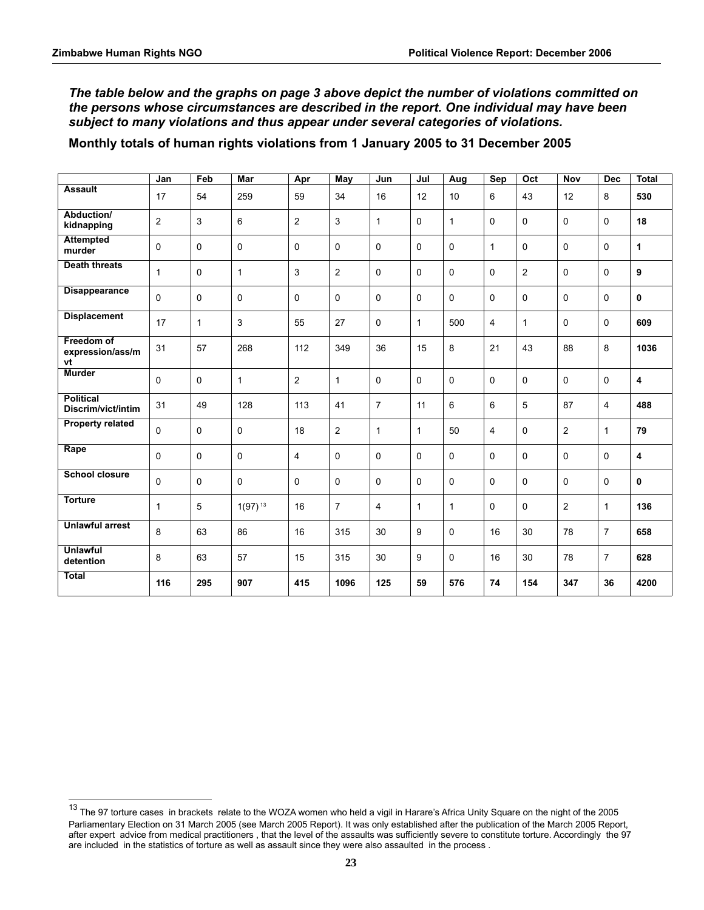***The table below and the graphs on page 3 above depict the number of violations committed on the persons whose circumstances are described in the report. One individual may have been subject to many violations and thus appear under several categories of violations.***

**Monthly totals of human rights violations from 1 January 2005 to 31 December 2005**

| | Jan | Feb | Mar | Apr | May | Jun | Jul | Aug | Sep | Oct | Nov | Dec | Total |
|---|---|---|---|---|---|---|---|---|---|---|---|---|---|
| **Assault** | 17 | 54 | 259 | 59 | 34 | 16 | 12 | 10 | 6 | 43 | 12 | 8 | **530** |
| **Abduction/ kidnapping** | 2 | 3 | 6 | 2 | 3 | 1 | 0 | 1 | 0 | 0 | 0 | 0 | **18** |
| **Attempted murder** | 0 | 0 | 0 | 0 | 0 | 0 | 0 | 0 | 1 | 0 | 0 | 0 | **1** |
| **Death threats** | 1 | 0 | 1 | 3 | 2 | 0 | 0 | 0 | 0 | 2 | 0 | 0 | **9** |
| **Disappearance** | 0 | 0 | 0 | 0 | 0 | 0 | 0 | 0 | 0 | 0 | 0 | 0 | **0** |
| **Displacement** | 17 | 1 | 3 | 55 | 27 | 0 | 1 | 500 | 4 | 1 | 0 | 0 | **609** |
| **Freedom of expression/ass/mvt** | 31 | 57 | 268 | 112 | 349 | 36 | 15 | 8 | 21 | 43 | 88 | 8 | **1036** |
| **Murder** | 0 | 0 | 1 | 2 | 1 | 0 | 0 | 0 | 0 | 0 | 0 | 0 | **4** |
| **Political Discrim/vict/intim** | 31 | 49 | 128 | 113 | 41 | 7 | 11 | 6 | 6 | 5 | 87 | 4 | **488** |
| **Property related** | 0 | 0 | 0 | 18 | 2 | 1 | 1 | 50 | 4 | 0 | 2 | 1 | **79** |
| **Rape** | 0 | 0 | 0 | 4 | 0 | 0 | 0 | 0 | 0 | 0 | 0 | 0 | **4** |
| **School closure** | 0 | 0 | 0 | 0 | 0 | 0 | 0 | 0 | 0 | 0 | 0 | 0 | **0** |
| **Torture** | 1 | 5 | 1(97)[13] | 16 | 7 | 4 | 1 | 1 | 0 | 0 | 2 | 1 | **136** |
| **Unlawful arrest** | 8 | 63 | 86 | 16 | 315 | 30 | 9 | 0 | 16 | 30 | 78 | 7 | **658** |
| **Unlawful detention** | 8 | 63 | 57 | 15 | 315 | 30 | 9 | 0 | 16 | 30 | 78 | 7 | **628** |
| **Total** | **116** | **295** | **907** | **415** | **1096** | **125** | **59** | **576** | **74** | **154** | **347** | **36** | **4200** |

[13] The 97 torture cases in brackets relate to the WOZA women who held a vigil in Harare's Africa Unity Square on the night of the 2005 Parliamentary Election on 31 March 2005 (see March 2005 Report). It was only established after the publication of the March 2005 Report, after expert advice from medical practitioners , that the level of the assaults was sufficiently severe to constitute torture. Accordingly the 97 are included in the statistics of torture as well as assault since they were also assaulted in the process .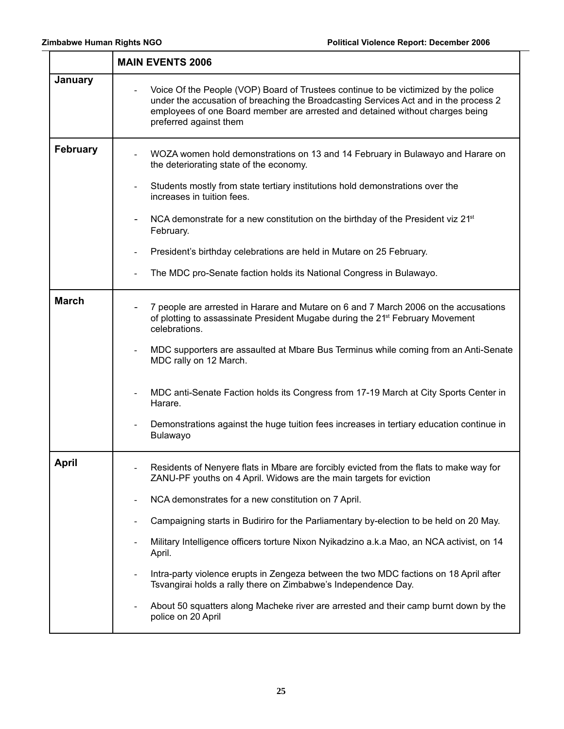| | MAIN EVENTS 2006 |
|---|---|
| **January** | - Voice Of the People (VOP) Board of Trustees continue to be victimized by the police under the accusation of breaching the Broadcasting Services Act and in the process 2 employees of one Board member are arrested and detained without charges being preferred against them |
| **February** | - WOZA women hold demonstrations on 13 and 14 February in Bulawayo and Harare on the deteriorating state of the economy.<br><br>- Students mostly from state tertiary institutions hold demonstrations over the increases in tuition fees.<br><br>- NCA demonstrate for a new constitution on the birthday of the President viz 21st February.<br><br>- President's birthday celebrations are held in Mutare on 25 February.<br><br>- The MDC pro-Senate faction holds its National Congress in Bulawayo. |
| **March** | - 7 people are arrested in Harare and Mutare on 6 and 7 March 2006 on the accusations of plotting to assassinate President Mugabe during the 21st February Movement celebrations.<br><br>- MDC supporters are assaulted at Mbare Bus Terminus while coming from an Anti-Senate MDC rally on 12 March.<br><br>- MDC anti-Senate Faction holds its Congress from 17-19 March at City Sports Center in Harare.<br><br>- Demonstrations against the huge tuition fees increases in tertiary education continue in Bulawayo |
| **April** | - Residents of Nenyere flats in Mbare are forcibly evicted from the flats to make way for ZANU-PF youths on 4 April. Widows are the main targets for eviction<br><br>- NCA demonstrates for a new constitution on 7 April.<br><br>- Campaigning starts in Budiriro for the Parliamentary by-election to be held on 20 May.<br><br>- Military Intelligence officers torture Nixon Nyikadzino a.k.a Mao, an NCA activist, on 14 April.<br><br>- Intra-party violence erupts in Zengeza between the two MDC factions on 18 April after Tsvangirai holds a rally there on Zimbabwe's Independence Day.<br><br>- About 50 squatters along Macheke river are arrested and their camp burnt down by the police on 20 April |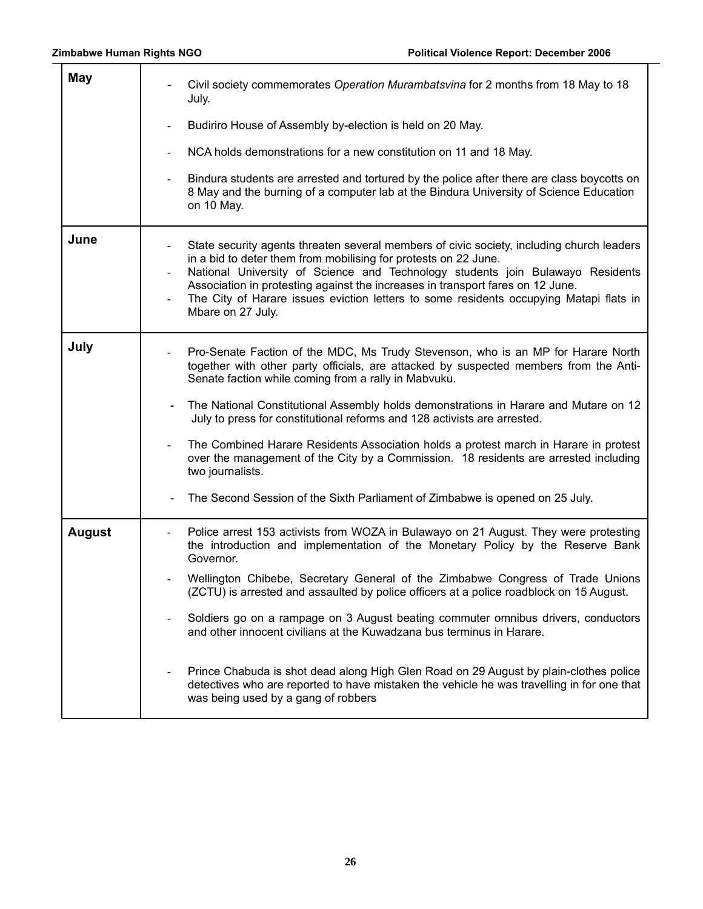| | |
|---|---|
| **May** | - Civil society commemorates *Operation Murambatsvina* for 2 months from 18 May to 18 July.<br><br>- Budiriro House of Assembly by-election is held on 20 May.<br><br>- NCA holds demonstrations for a new constitution on 11 and 18 May.<br><br>- Bindura students are arrested and tortured by the police after there are class boycotts on 8 May and the burning of a computer lab at the Bindura University of Science Education on 10 May. |
| **June** | - State security agents threaten several members of civic society, including church leaders in a bid to deter them from mobilising for protests on 22 June.<br>- National University of Science and Technology students join Bulawayo Residents Association in protesting against the increases in transport fares on 12 June.<br>- The City of Harare issues eviction letters to some residents occupying Matapi flats in Mbare on 27 July. |
| **July** | - Pro-Senate Faction of the MDC, Ms Trudy Stevenson, who is an MP for Harare North together with other party officials, are attacked by suspected members from the Anti-Senate faction while coming from a rally in Mabvuku.<br><br>- The National Constitutional Assembly holds demonstrations in Harare and Mutare on 12 July to press for constitutional reforms and 128 activists are arrested.<br><br>- The Combined Harare Residents Association holds a protest march in Harare in protest over the management of the City by a Commission. 18 residents are arrested including two journalists.<br><br>- The Second Session of the Sixth Parliament of Zimbabwe is opened on 25 July. |
| **August** | - Police arrest 153 activists from WOZA in Bulawayo on 21 August. They were protesting the introduction and implementation of the Monetary Policy by the Reserve Bank Governor.<br><br>- Wellington Chibebe, Secretary General of the Zimbabwe Congress of Trade Unions (ZCTU) is arrested and assaulted by police officers at a police roadblock on 15 August.<br><br>- Soldiers go on a rampage on 3 August beating commuter omnibus drivers, conductors and other innocent civilians at the Kuwadzana bus terminus in Harare.<br><br>- Prince Chabuda is shot dead along High Glen Road on 29 August by plain-clothes police detectives who are reported to have mistaken the vehicle he was travelling in for one that was being used by a gang of robbers |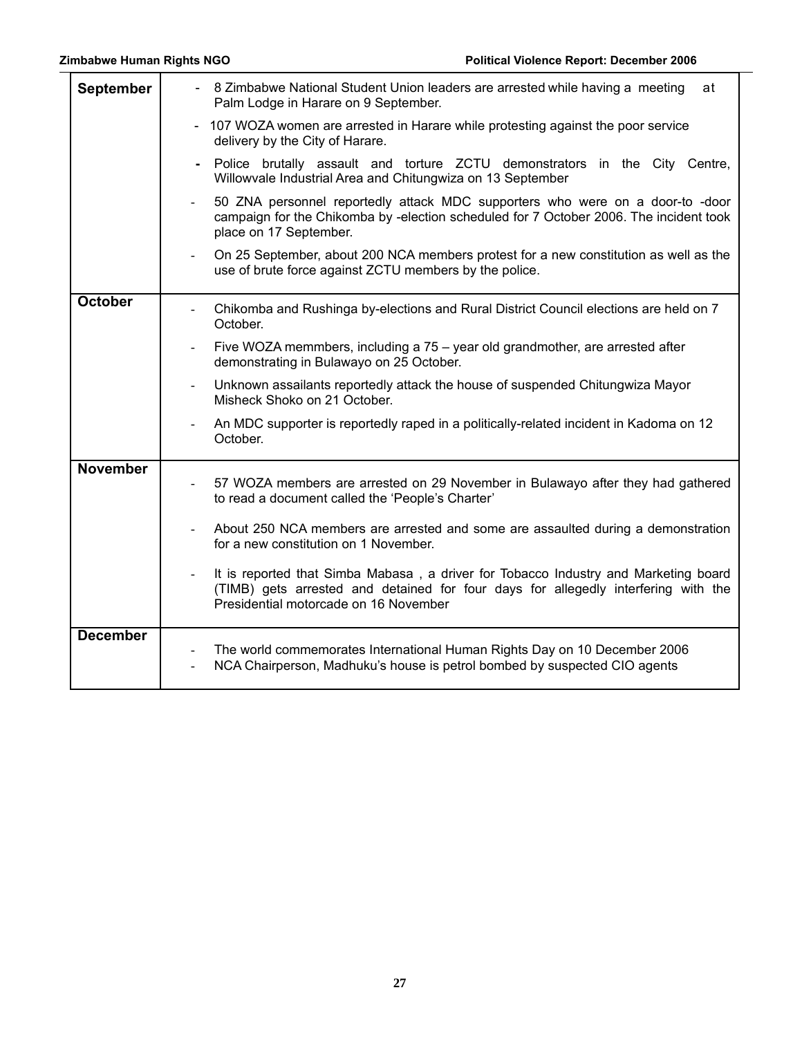| | |
|---|---|
| **September** | - 8 Zimbabwe National Student Union leaders are arrested while having a meeting at Palm Lodge in Harare on 9 September.<br>- 107 WOZA women are arrested in Harare while protesting against the poor service delivery by the City of Harare.<br>- Police brutally assault and torture ZCTU demonstrators in the City Centre, Willowvale Industrial Area and Chitungwiza on 13 September<br>- 50 ZNA personnel reportedly attack MDC supporters who were on a door-to -door campaign for the Chikomba by -election scheduled for 7 October 2006. The incident took place on 17 September.<br>- On 25 September, about 200 NCA members protest for a new constitution as well as the use of brute force against ZCTU members by the police. |
| **October** | - Chikomba and Rushinga by-elections and Rural District Council elections are held on 7 October.<br>- Five WOZA memmbers, including a 75 – year old grandmother, are arrested after demonstrating in Bulawayo on 25 October.<br>- Unknown assailants reportedly attack the house of suspended Chitungwiza Mayor Misheck Shoko on 21 October.<br>- An MDC supporter is reportedly raped in a politically-related incident in Kadoma on 12 October. |
| **November** | - 57 WOZA members are arrested on 29 November in Bulawayo after they had gathered to read a document called the 'People's Charter'<br>- About 250 NCA members are arrested and some are assaulted during a demonstration for a new constitution on 1 November.<br>- It is reported that Simba Mabasa , a driver for Tobacco Industry and Marketing board (TIMB) gets arrested and detained for four days for allegedly interfering with the Presidential motorcade on 16 November |
| **December** | - The world commemorates International Human Rights Day on 10 December 2006<br>- NCA Chairperson, Madhuku's house is petrol bombed by suspected CIO agents |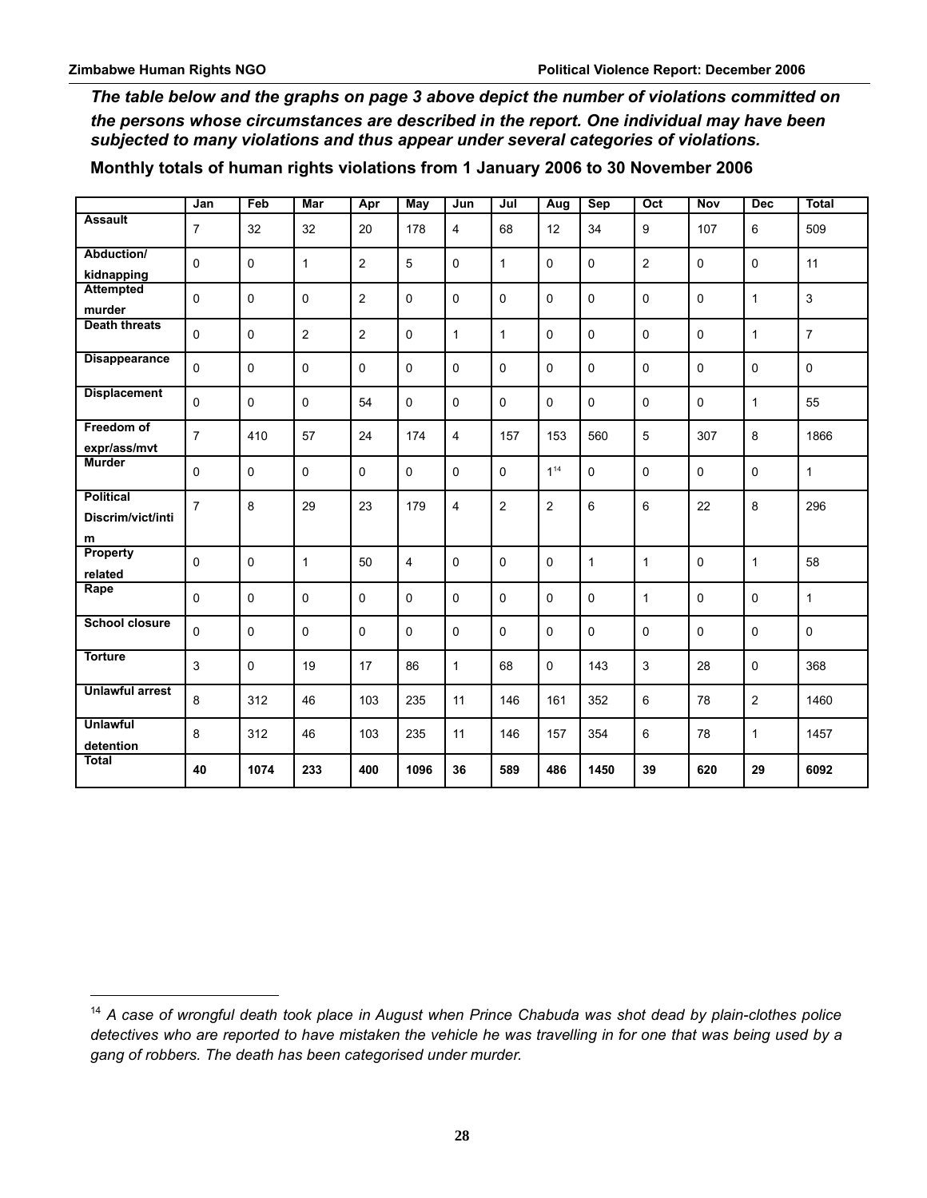***The table below and the graphs on page 3 above depict the number of violations committed on the persons whose circumstances are described in the report. One individual may have been subjected to many violations and thus appear under several categories of violations.***

**Monthly totals of human rights violations from 1 January 2006 to 30 November 2006**

| | Jan | Feb | Mar | Apr | May | Jun | Jul | Aug | Sep | Oct | Nov | Dec | Total |
|---|---|---|---|---|---|---|---|---|---|---|---|---|---|
| **Assault** | 7 | 32 | 32 | 20 | 178 | 4 | 68 | 12 | 34 | 9 | 107 | 6 | 509 |
| **Abduction/ kidnapping** | 0 | 0 | 1 | 2 | 5 | 0 | 1 | 0 | 0 | 2 | 0 | 0 | 11 |
| **Attempted murder** | 0 | 0 | 0 | 2 | 0 | 0 | 0 | 0 | 0 | 0 | 0 | 1 | 3 |
| **Death threats** | 0 | 0 | 2 | 2 | 0 | 1 | 1 | 0 | 0 | 0 | 0 | 1 | 7 |
| **Disappearance** | 0 | 0 | 0 | 0 | 0 | 0 | 0 | 0 | 0 | 0 | 0 | 0 | 0 |
| **Displacement** | 0 | 0 | 0 | 54 | 0 | 0 | 0 | 0 | 0 | 0 | 0 | 1 | 55 |
| **Freedom of expr/ass/mvt** | 7 | 410 | 57 | 24 | 174 | 4 | 157 | 153 | 560 | 5 | 307 | 8 | 1866 |
| **Murder** | 0 | 0 | 0 | 0 | 0 | 0 | 0 | 1[14] | 0 | 0 | 0 | 0 | 1 |
| **Political Discrim/vict/intim** | 7 | 8 | 29 | 23 | 179 | 4 | 2 | 2 | 6 | 6 | 22 | 8 | 296 |
| **Property related** | 0 | 0 | 1 | 50 | 4 | 0 | 0 | 0 | 1 | 1 | 0 | 1 | 58 |
| **Rape** | 0 | 0 | 0 | 0 | 0 | 0 | 0 | 0 | 0 | 1 | 0 | 0 | 1 |
| **School closure** | 0 | 0 | 0 | 0 | 0 | 0 | 0 | 0 | 0 | 0 | 0 | 0 | 0 |
| **Torture** | 3 | 0 | 19 | 17 | 86 | 1 | 68 | 0 | 143 | 3 | 28 | 0 | 368 |
| **Unlawful arrest** | 8 | 312 | 46 | 103 | 235 | 11 | 146 | 161 | 352 | 6 | 78 | 2 | 1460 |
| **Unlawful detention** | 8 | 312 | 46 | 103 | 235 | 11 | 146 | 157 | 354 | 6 | 78 | 1 | 1457 |
| **Total** | **40** | **1074** | **233** | **400** | **1096** | **36** | **589** | **486** | **1450** | **39** | **620** | **29** | **6092** |

[14] *A case of wrongful death took place in August when Prince Chabuda was shot dead by plain-clothes police detectives who are reported to have mistaken the vehicle he was travelling in for one that was being used by a gang of robbers. The death has been categorised under murder.*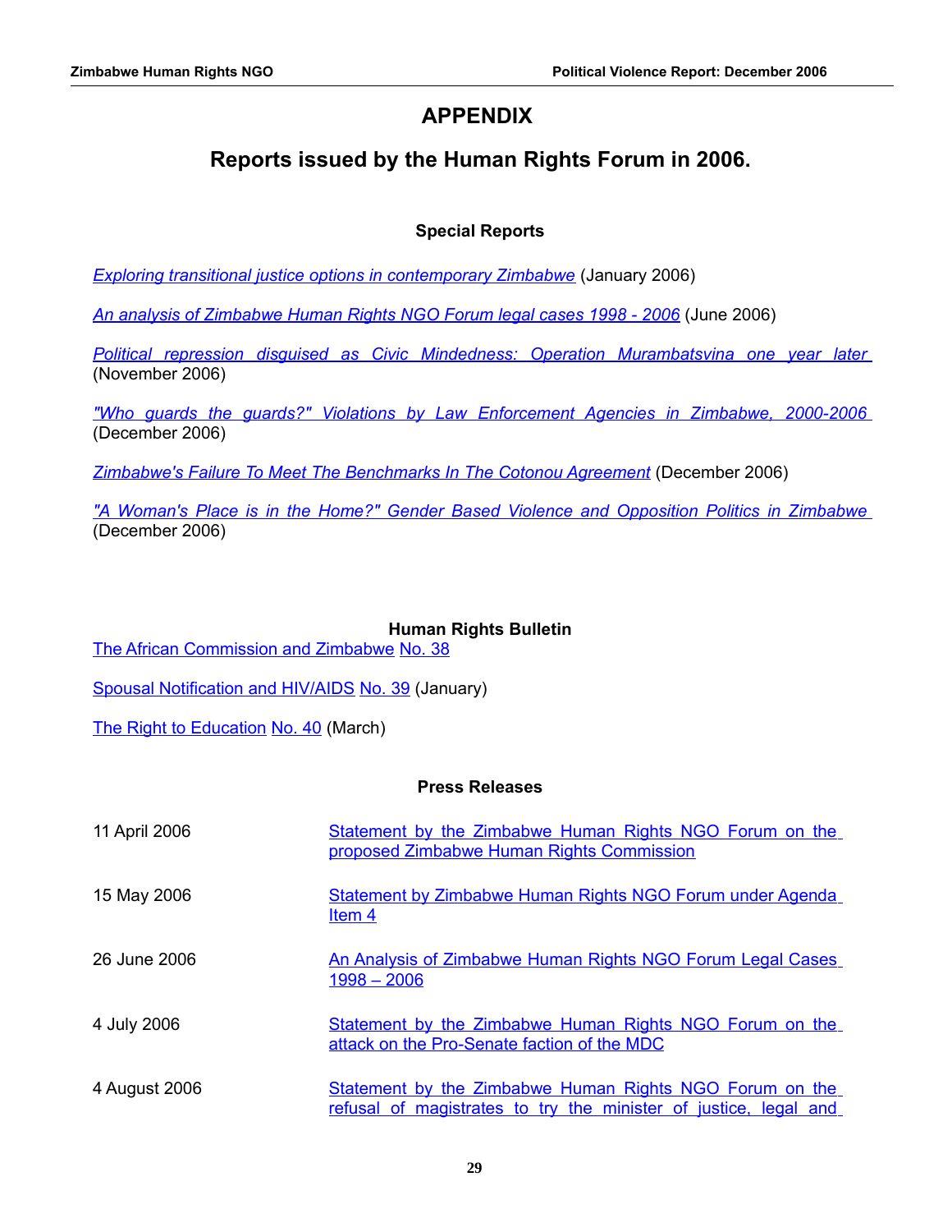# APPENDIX

## Reports issued by the Human Rights Forum in 2006.

### Special Reports

*Exploring transitional justice options in contemporary Zimbabwe* (January 2006)

*An analysis of Zimbabwe Human Rights NGO Forum legal cases 1998 - 2006* (June 2006)

*Political repression disguised as Civic Mindedness: Operation Murambatsvina one year later* (November 2006)

*"Who guards the guards?" Violations by Law Enforcement Agencies in Zimbabwe, 2000-2006* (December 2006)

*Zimbabwe's Failure To Meet The Benchmarks In The Cotonou Agreement* (December 2006)

*"A Woman's Place is in the Home?" Gender Based Violence and Opposition Politics in Zimbabwe* (December 2006)

### Human Rights Bulletin

The African Commission and Zimbabwe No. 38

Spousal Notification and HIV/AIDS No. 39 (January)

The Right to Education No. 40 (March)

### Press Releases

| | |
|---|---|
| 11 April 2006 | Statement by the Zimbabwe Human Rights NGO Forum on the proposed Zimbabwe Human Rights Commission |
| 15 May 2006 | Statement by Zimbabwe Human Rights NGO Forum under Agenda Item 4 |
| 26 June 2006 | An Analysis of Zimbabwe Human Rights NGO Forum Legal Cases 1998 – 2006 |
| 4 July 2006 | Statement by the Zimbabwe Human Rights NGO Forum on the attack on the Pro-Senate faction of the MDC |
| 4 August 2006 | Statement by the Zimbabwe Human Rights NGO Forum on the refusal of magistrates to try the minister of justice, legal and |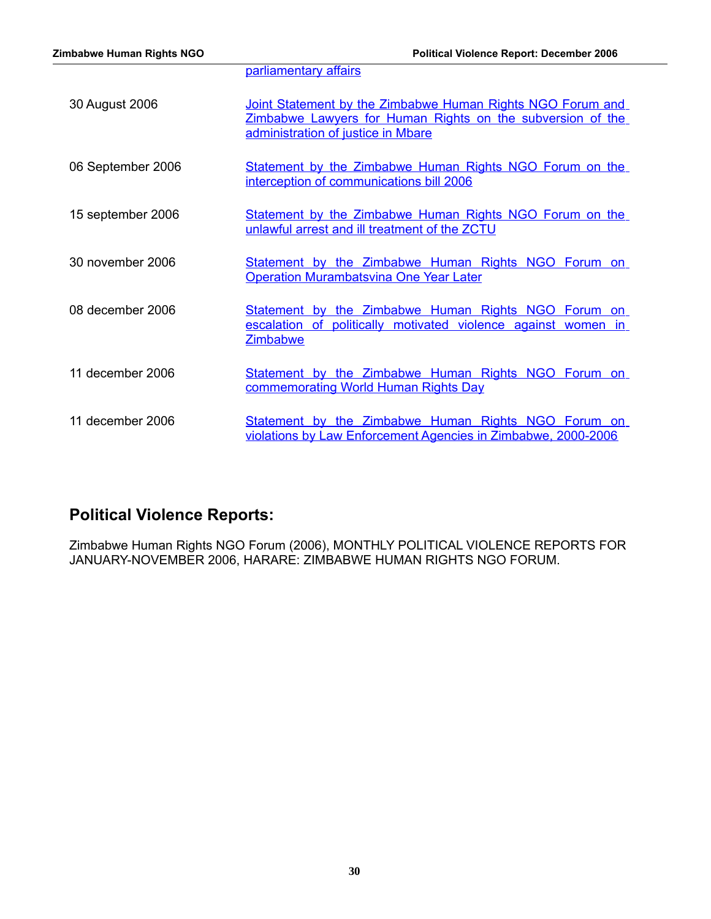| | |
|---|---|
| | parliamentary affairs |
| 30 August 2006 | Joint Statement by the Zimbabwe Human Rights NGO Forum and Zimbabwe Lawyers for Human Rights on the subversion of the administration of justice in Mbare |
| 06 September 2006 | Statement by the Zimbabwe Human Rights NGO Forum on the interception of communications bill 2006 |
| 15 september 2006 | Statement by the Zimbabwe Human Rights NGO Forum on the unlawful arrest and ill treatment of the ZCTU |
| 30 november 2006 | Statement by the Zimbabwe Human Rights NGO Forum on Operation Murambatsvina One Year Later |
| 08 december 2006 | Statement by the Zimbabwe Human Rights NGO Forum on escalation of politically motivated violence against women in Zimbabwe |
| 11 december 2006 | Statement by the Zimbabwe Human Rights NGO Forum on commemorating World Human Rights Day |
| 11 december 2006 | Statement by the Zimbabwe Human Rights NGO Forum on violations by Law Enforcement Agencies in Zimbabwe, 2000-2006 |

## Political Violence Reports:

Zimbabwe Human Rights NGO Forum (2006), MONTHLY POLITICAL VIOLENCE REPORTS FOR JANUARY-NOVEMBER 2006, HARARE: ZIMBABWE HUMAN RIGHTS NGO FORUM.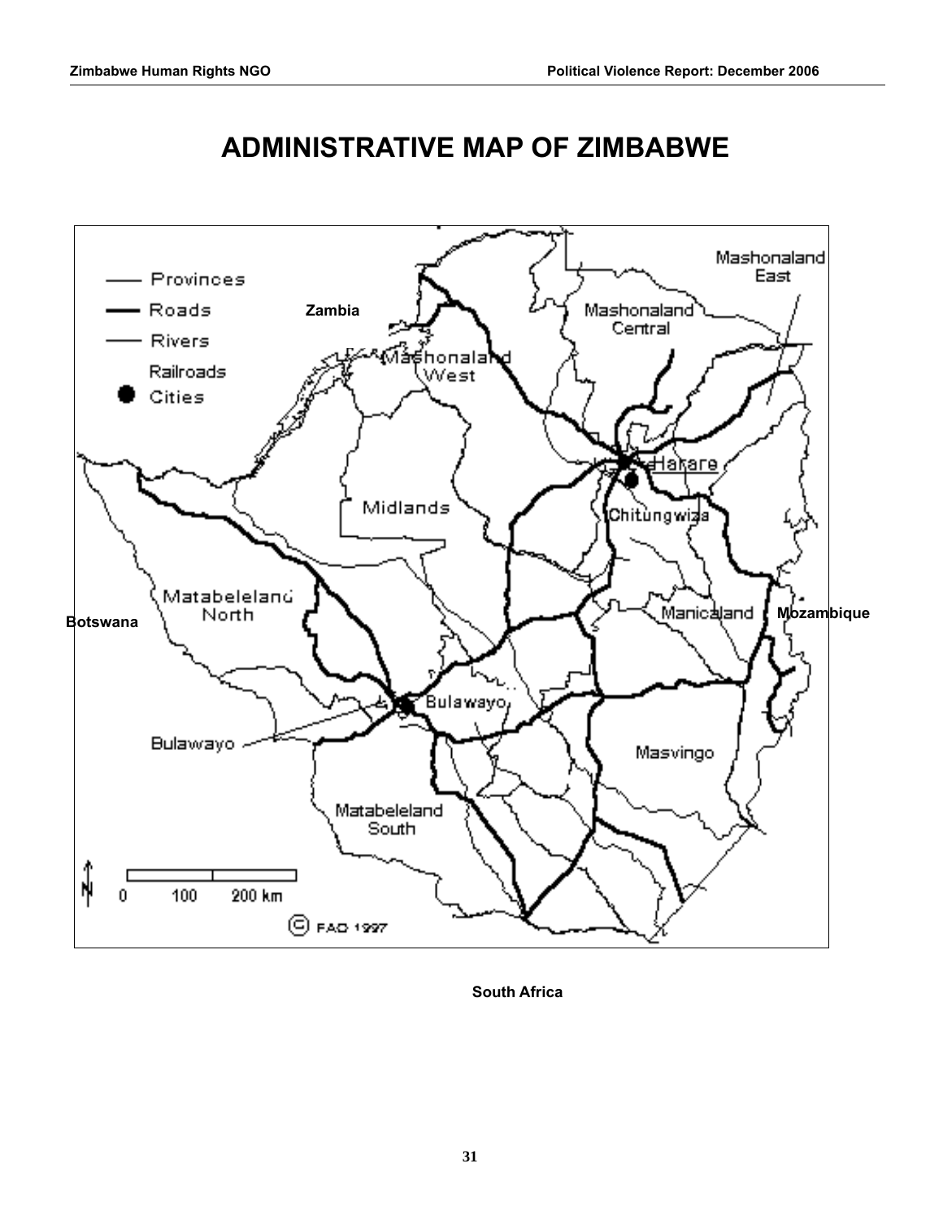# ADMINISTRATIVE MAP OF ZIMBABWE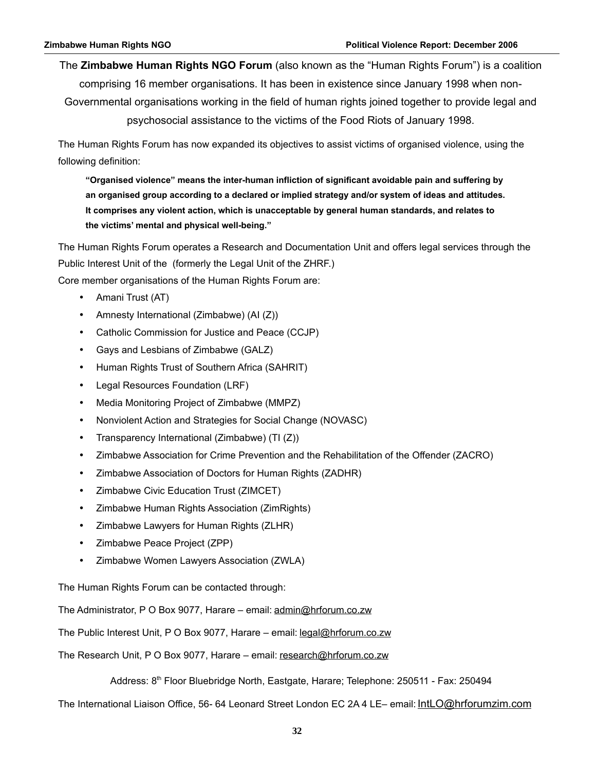The **Zimbabwe Human Rights NGO Forum** (also known as the "Human Rights Forum") is a coalition comprising 16 member organisations. It has been in existence since January 1998 when non-Governmental organisations working in the field of human rights joined together to provide legal and psychosocial assistance to the victims of the Food Riots of January 1998.

The Human Rights Forum has now expanded its objectives to assist victims of organised violence, using the following definition:

> **"Organised violence" means the inter-human infliction of significant avoidable pain and suffering by an organised group according to a declared or implied strategy and/or system of ideas and attitudes. It comprises any violent action, which is unacceptable by general human standards, and relates to the victims' mental and physical well-being."**

The Human Rights Forum operates a Research and Documentation Unit and offers legal services through the Public Interest Unit of the (formerly the Legal Unit of the ZHRF.)

Core member organisations of the Human Rights Forum are:

- Amani Trust (AT)
- Amnesty International (Zimbabwe) (AI (Z))
- Catholic Commission for Justice and Peace (CCJP)
- Gays and Lesbians of Zimbabwe (GALZ)
- Human Rights Trust of Southern Africa (SAHRIT)
- Legal Resources Foundation (LRF)
- Media Monitoring Project of Zimbabwe (MMPZ)
- Nonviolent Action and Strategies for Social Change (NOVASC)
- Transparency International (Zimbabwe) (TI (Z))
- Zimbabwe Association for Crime Prevention and the Rehabilitation of the Offender (ZACRO)
- Zimbabwe Association of Doctors for Human Rights (ZADHR)
- Zimbabwe Civic Education Trust (ZIMCET)
- Zimbabwe Human Rights Association (ZimRights)
- Zimbabwe Lawyers for Human Rights (ZLHR)
- Zimbabwe Peace Project (ZPP)
- Zimbabwe Women Lawyers Association (ZWLA)

The Human Rights Forum can be contacted through:

The Administrator, P O Box 9077, Harare – email: admin@hrforum.co.zw

The Public Interest Unit, P O Box 9077, Harare – email: legal@hrforum.co.zw

The Research Unit, P O Box 9077, Harare – email: research@hrforum.co.zw

Address: 8th Floor Bluebridge North, Eastgate, Harare; Telephone: 250511 - Fax: 250494

The International Liaison Office, 56- 64 Leonard Street London EC 2A 4 LE– email: IntLO@hrforumzim.com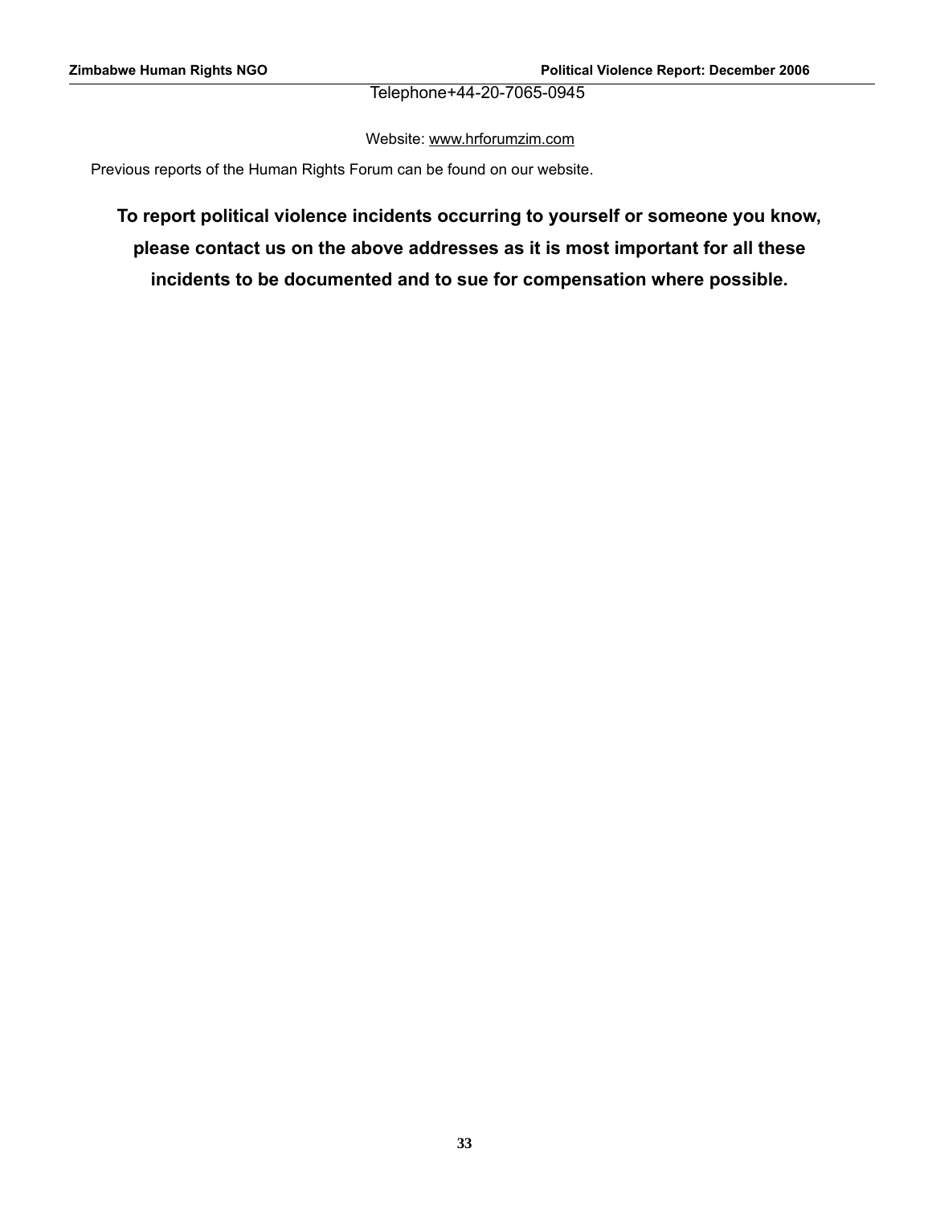Telephone+44-20-7065-0945

Website: www.hrforumzim.com

Previous reports of the Human Rights Forum can be found on our website.

**To report political violence incidents occurring to yourself or someone you know, please contact us on the above addresses as it is most important for all these incidents to be documented and to sue for compensation where possible.**